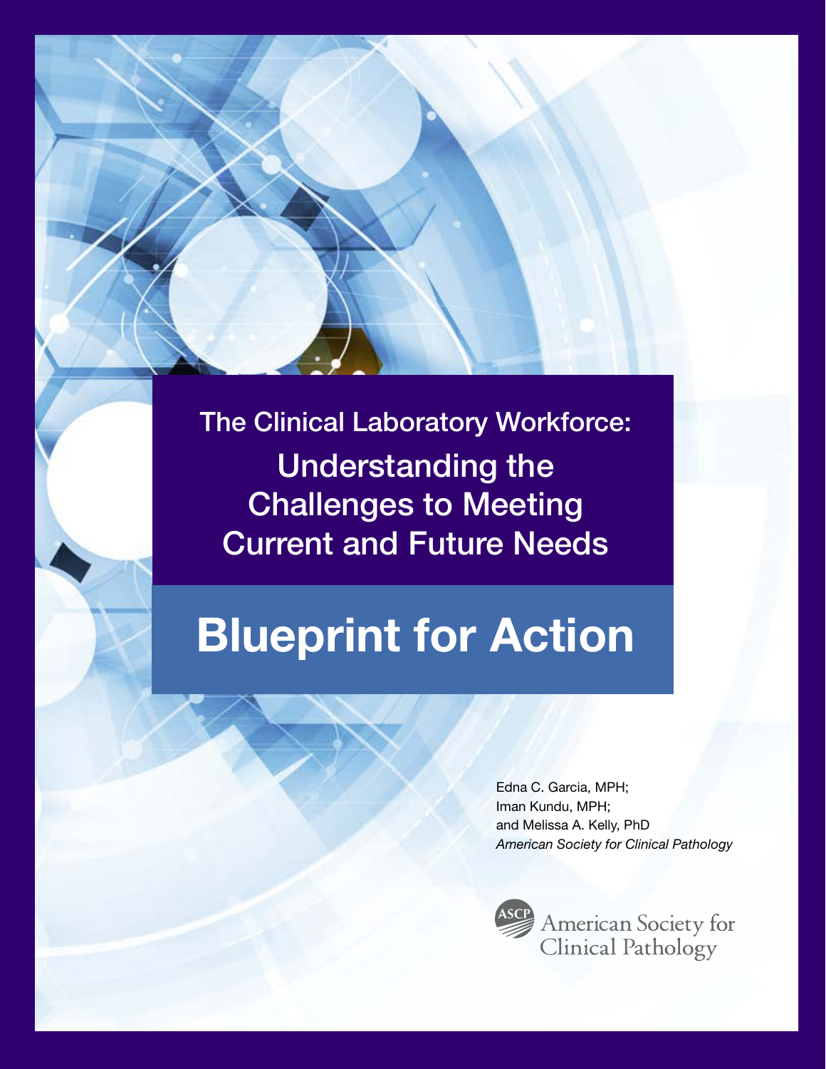# The Clinical Laboratory Workforce: Understanding the Challenges to Meeting Current and Future Needs

# Blueprint for Action

Edna C. Garcia, MPH;
Iman Kundu, MPH;
and Melissa A. Kelly, PhD
*American Society for Clinical Pathology*

American Society for Clinical Pathology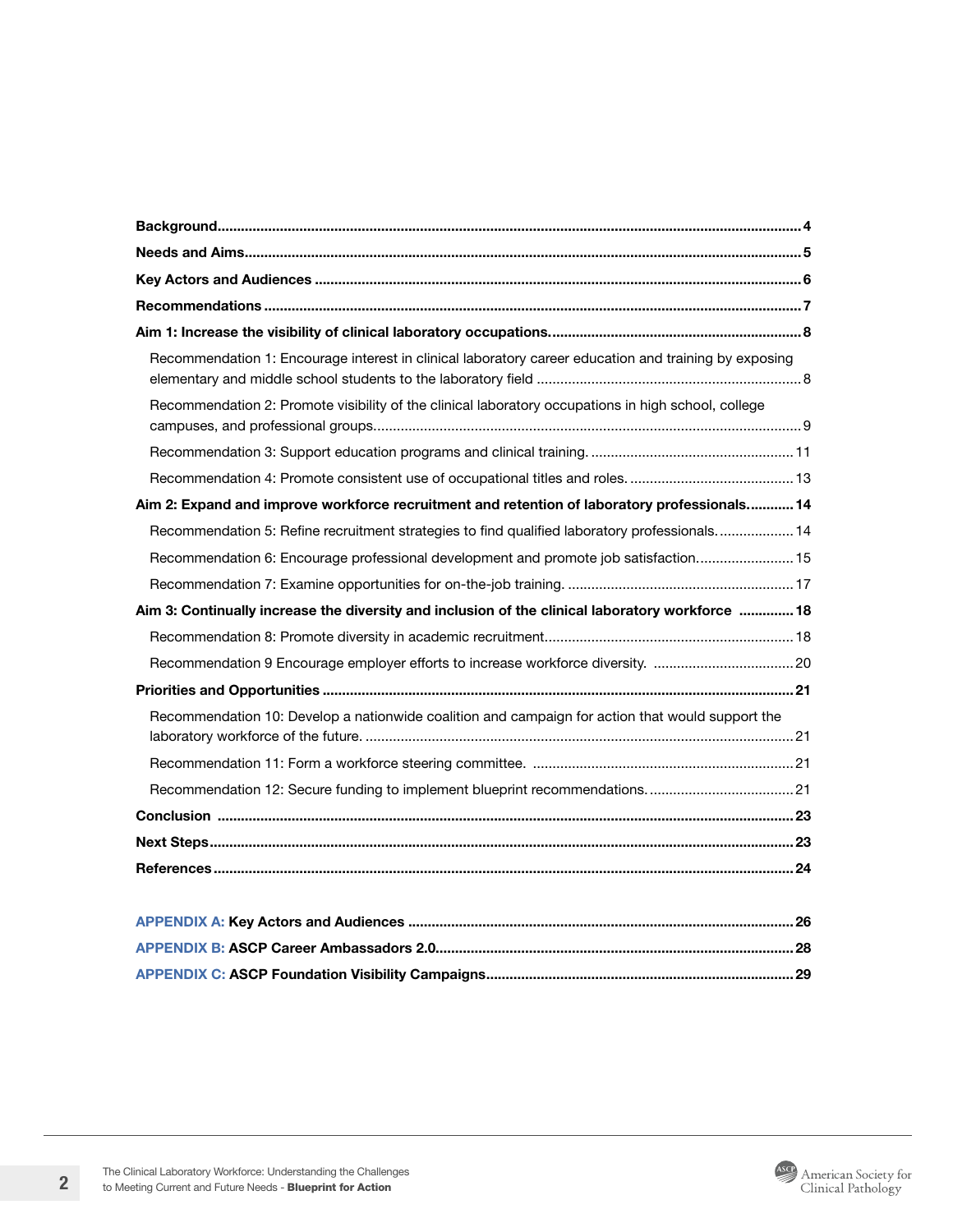**Background** ... 4

**Needs and Aims** ... 5

**Key Actors and Audiences** ... 6

**Recommendations** ... 7

**Aim 1: Increase the visibility of clinical laboratory occupations.** ... 8

- Recommendation 1: Encourage interest in clinical laboratory career education and training by exposing elementary and middle school students to the laboratory field ... 8
- Recommendation 2: Promote visibility of the clinical laboratory occupations in high school, college campuses, and professional groups. ... 9
- Recommendation 3: Support education programs and clinical training. ... 11
- Recommendation 4: Promote consistent use of occupational titles and roles. ... 13

**Aim 2: Expand and improve workforce recruitment and retention of laboratory professionals.** ... 14

- Recommendation 5: Refine recruitment strategies to find qualified laboratory professionals. ... 14
- Recommendation 6: Encourage professional development and promote job satisfaction. ... 15
- Recommendation 7: Examine opportunities for on-the-job training. ... 17

**Aim 3: Continually increase the diversity and inclusion of the clinical laboratory workforce** ... 18

- Recommendation 8: Promote diversity in academic recruitment. ... 18
- Recommendation 9 Encourage employer efforts to increase workforce diversity. ... 20

**Priorities and Opportunities** ... 21

- Recommendation 10: Develop a nationwide coalition and campaign for action that would support the laboratory workforce of the future. ... 21
- Recommendation 11: Form a workforce steering committee. ... 21
- Recommendation 12: Secure funding to implement blueprint recommendations. ... 21

**Conclusion** ... 23

**Next Steps** ... 23

**References** ... 24

**APPENDIX A: Key Actors and Audiences** ... 26

**APPENDIX B: ASCP Career Ambassadors 2.0** ... 28

**APPENDIX C: ASCP Foundation Visibility Campaigns** ... 29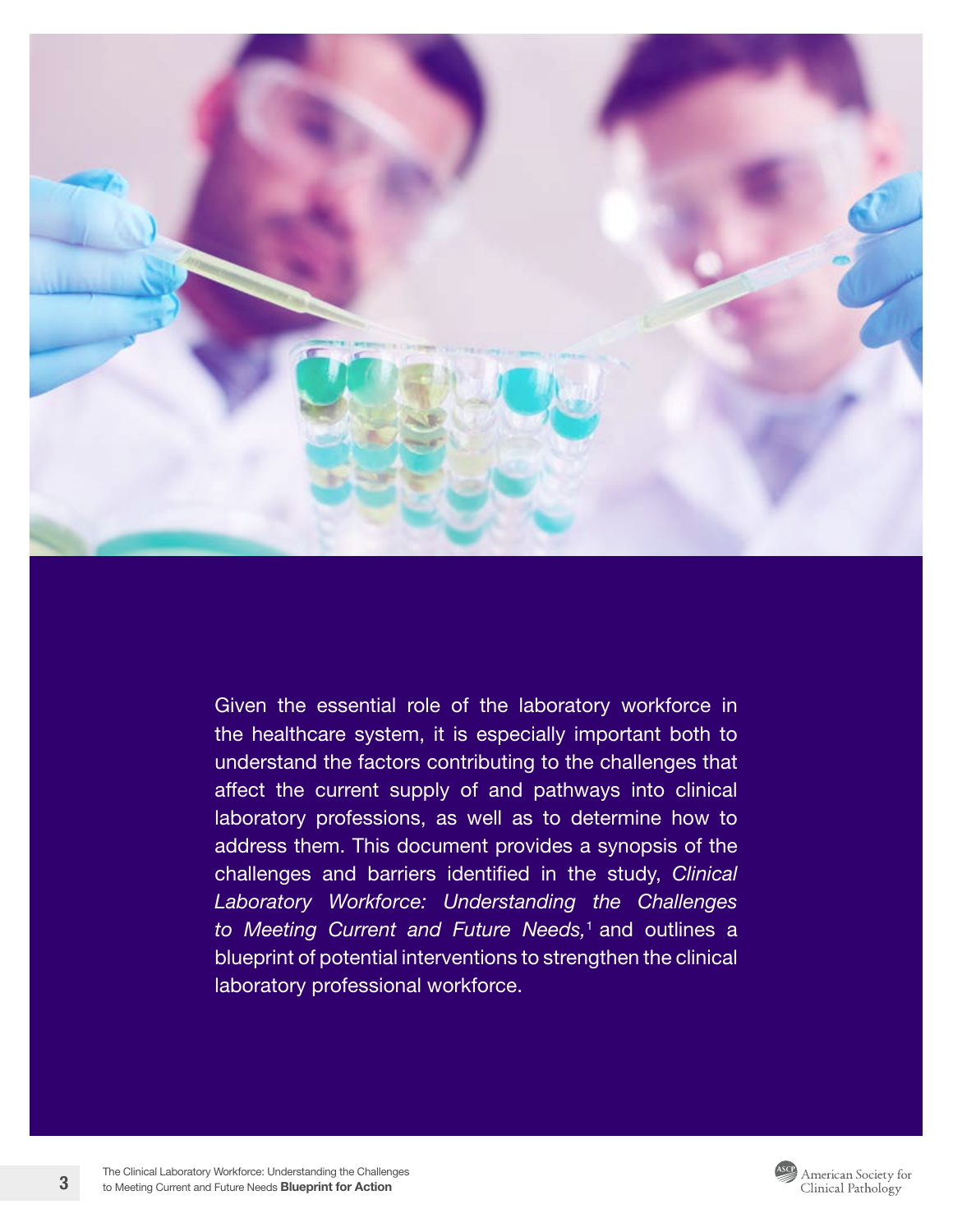Given the essential role of the laboratory workforce in the healthcare system, it is especially important both to understand the factors contributing to the challenges that affect the current supply of and pathways into clinical laboratory professions, as well as to determine how to address them. This document provides a synopsis of the challenges and barriers identified in the study, *Clinical Laboratory Workforce: Understanding the Challenges to Meeting Current and Future Needs,*[1] and outlines a blueprint of potential interventions to strengthen the clinical laboratory professional workforce.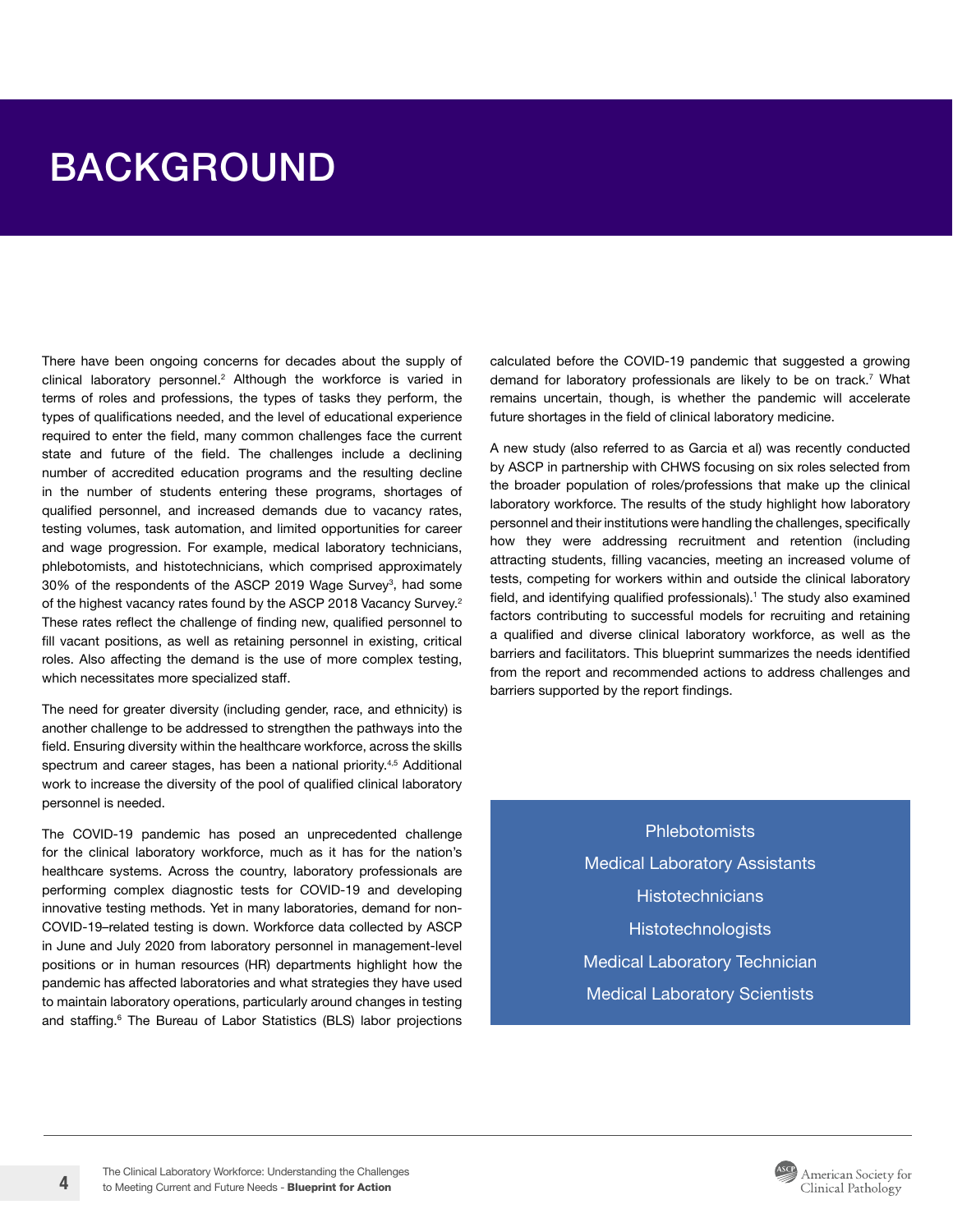# BACKGROUND

There have been ongoing concerns for decades about the supply of clinical laboratory personnel.[2] Although the workforce is varied in terms of roles and professions, the types of tasks they perform, the types of qualifications needed, and the level of educational experience required to enter the field, many common challenges face the current state and future of the field. The challenges include a declining number of accredited education programs and the resulting decline in the number of students entering these programs, shortages of qualified personnel, and increased demands due to vacancy rates, testing volumes, task automation, and limited opportunities for career and wage progression. For example, medical laboratory technicians, phlebotomists, and histotechnicians, which comprised approximately 30% of the respondents of the ASCP 2019 Wage Survey[3], had some of the highest vacancy rates found by the ASCP 2018 Vacancy Survey.[2] These rates reflect the challenge of finding new, qualified personnel to fill vacant positions, as well as retaining personnel in existing, critical roles. Also affecting the demand is the use of more complex testing, which necessitates more specialized staff.

The need for greater diversity (including gender, race, and ethnicity) is another challenge to be addressed to strengthen the pathways into the field. Ensuring diversity within the healthcare workforce, across the skills spectrum and career stages, has been a national priority.[4,5] Additional work to increase the diversity of the pool of qualified clinical laboratory personnel is needed.

The COVID-19 pandemic has posed an unprecedented challenge for the clinical laboratory workforce, much as it has for the nation's healthcare systems. Across the country, laboratory professionals are performing complex diagnostic tests for COVID-19 and developing innovative testing methods. Yet in many laboratories, demand for non-COVID-19–related testing is down. Workforce data collected by ASCP in June and July 2020 from laboratory personnel in management-level positions or in human resources (HR) departments highlight how the pandemic has affected laboratories and what strategies they have used to maintain laboratory operations, particularly around changes in testing and staffing.[6] The Bureau of Labor Statistics (BLS) labor projections calculated before the COVID-19 pandemic that suggested a growing demand for laboratory professionals are likely to be on track.[7] What remains uncertain, though, is whether the pandemic will accelerate future shortages in the field of clinical laboratory medicine.

A new study (also referred to as Garcia et al) was recently conducted by ASCP in partnership with CHWS focusing on six roles selected from the broader population of roles/professions that make up the clinical laboratory workforce. The results of the study highlight how laboratory personnel and their institutions were handling the challenges, specifically how they were addressing recruitment and retention (including attracting students, filling vacancies, meeting an increased volume of tests, competing for workers within and outside the clinical laboratory field, and identifying qualified professionals).[1] The study also examined factors contributing to successful models for recruiting and retaining a qualified and diverse clinical laboratory workforce, as well as the barriers and facilitators. This blueprint summarizes the needs identified from the report and recommended actions to address challenges and barriers supported by the report findings.

- Phlebotomists
- Medical Laboratory Assistants
- Histotechnicians
- Histotechnologists
- Medical Laboratory Technician
- Medical Laboratory Scientists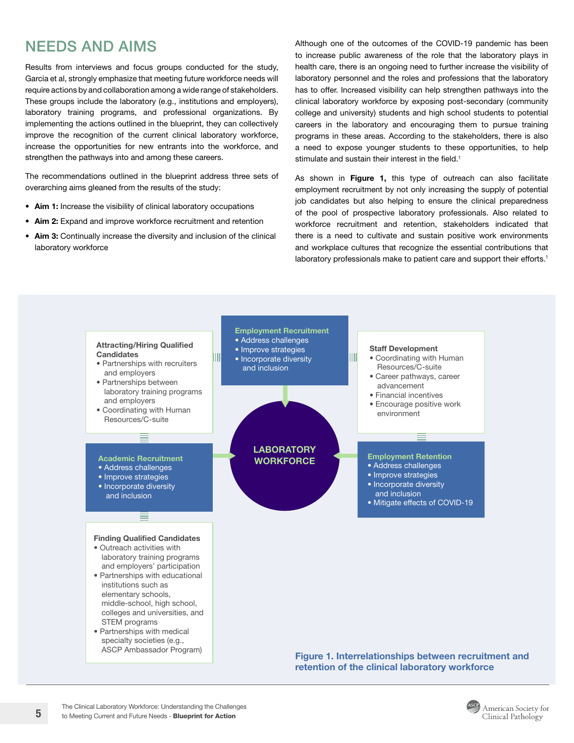## NEEDS AND AIMS

Results from interviews and focus groups conducted for the study, Garcia et al, strongly emphasize that meeting future workforce needs will require actions by and collaboration among a wide range of stakeholders. These groups include the laboratory (e.g., institutions and employers), laboratory training programs, and professional organizations. By implementing the actions outlined in the blueprint, they can collectively improve the recognition of the current clinical laboratory workforce, increase the opportunities for new entrants into the workforce, and strengthen the pathways into and among these careers.

The recommendations outlined in the blueprint address three sets of overarching aims gleaned from the results of the study:

- **Aim 1:** Increase the visibility of clinical laboratory occupations
- **Aim 2:** Expand and improve workforce recruitment and retention
- **Aim 3:** Continually increase the diversity and inclusion of the clinical laboratory workforce

Although one of the outcomes of the COVID-19 pandemic has been to increase public awareness of the role that the laboratory plays in health care, there is an ongoing need to further increase the visibility of laboratory personnel and the roles and professions that the laboratory has to offer. Increased visibility can help strengthen pathways into the clinical laboratory workforce by exposing post-secondary (community college and university) students and high school students to potential careers in the laboratory and encouraging them to pursue training programs in these areas. According to the stakeholders, there is also a need to expose younger students to these opportunities, to help stimulate and sustain their interest in the field.[1]

As shown in **Figure 1,** this type of outreach can also facilitate employment recruitment by not only increasing the supply of potential job candidates but also helping to ensure the clinical preparedness of the pool of prospective laboratory professionals. Also related to workforce recruitment and retention, stakeholders indicated that there is a need to cultivate and sustain positive work environments and workplace cultures that recognize the essential contributions that laboratory professionals make to patient care and support their efforts.[1]

**Attracting/Hiring Qualified Candidates**
- Partnerships with recruiters and employers
- Partnerships between laboratory training programs and employers
- Coordinating with Human Resources/C-suite

**Employment Recruitment**
- Address challenges
- Improve strategies
- Incorporate diversity and inclusion

**Staff Development**
- Coordinating with Human Resources/C-suite
- Career pathways, career advancement
- Financial incentives
- Encourage positive work environment

**Academic Recruitment**
- Address challenges
- Improve strategies
- Incorporate diversity and inclusion

**LABORATORY WORKFORCE**

**Employment Retention**
- Address challenges
- Improve strategies
- Incorporate diversity and inclusion
- Mitigate effects of COVID-19

**Finding Qualified Candidates**
- Outreach activities with laboratory training programs and employers' participation
- Partnerships with educational institutions such as elementary schools, middle-school, high school, colleges and universities, and STEM programs
- Partnerships with medical specialty societies (e.g., ASCP Ambassador Program)

**Figure 1. Interrelationships between recruitment and retention of the clinical laboratory workforce**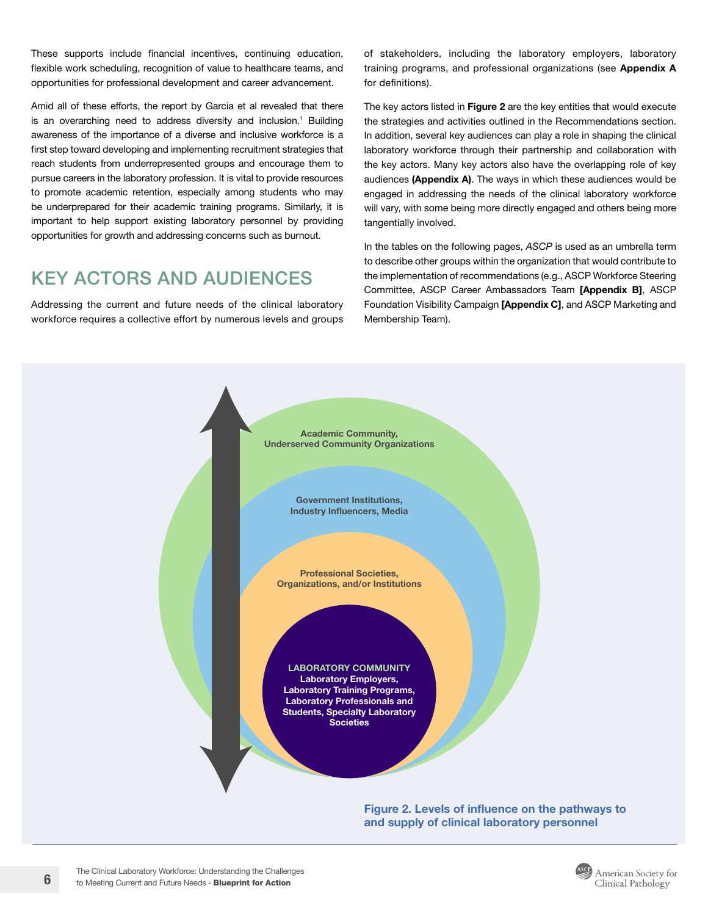These supports include financial incentives, continuing education, flexible work scheduling, recognition of value to healthcare teams, and opportunities for professional development and career advancement.

Amid all of these efforts, the report by Garcia et al revealed that there is an overarching need to address diversity and inclusion.[1] Building awareness of the importance of a diverse and inclusive workforce is a first step toward developing and implementing recruitment strategies that reach students from underrepresented groups and encourage them to pursue careers in the laboratory profession. It is vital to provide resources to promote academic retention, especially among students who may be underprepared for their academic training programs. Similarly, it is important to help support existing laboratory personnel by providing opportunities for growth and addressing concerns such as burnout.

## KEY ACTORS AND AUDIENCES

Addressing the current and future needs of the clinical laboratory workforce requires a collective effort by numerous levels and groups of stakeholders, including the laboratory employers, laboratory training programs, and professional organizations (see **Appendix A** for definitions).

The key actors listed in **Figure 2** are the key entities that would execute the strategies and activities outlined in the Recommendations section. In addition, several key audiences can play a role in shaping the clinical laboratory workforce through their partnership and collaboration with the key actors. Many key actors also have the overlapping role of key audiences **(Appendix A)**. The ways in which these audiences would be engaged in addressing the needs of the clinical laboratory workforce will vary, with some being more directly engaged and others being more tangentially involved.

In the tables on the following pages, *ASCP* is used as an umbrella term to describe other groups within the organization that would contribute to the implementation of recommendations (e.g., ASCP Workforce Steering Committee, ASCP Career Ambassadors Team **[Appendix B]**, ASCP Foundation Visibility Campaign **[Appendix C]**, and ASCP Marketing and Membership Team).

**Academic Community, Underserved Community Organizations**

**Government Institutions, Industry Influencers, Media**

**Professional Societies, Organizations, and/or Institutions**

**LABORATORY COMMUNITY**
**Laboratory Employers, Laboratory Training Programs, Laboratory Professionals and Students, Specialty Laboratory Societies**

**Figure 2. Levels of influence on the pathways to and supply of clinical laboratory personnel**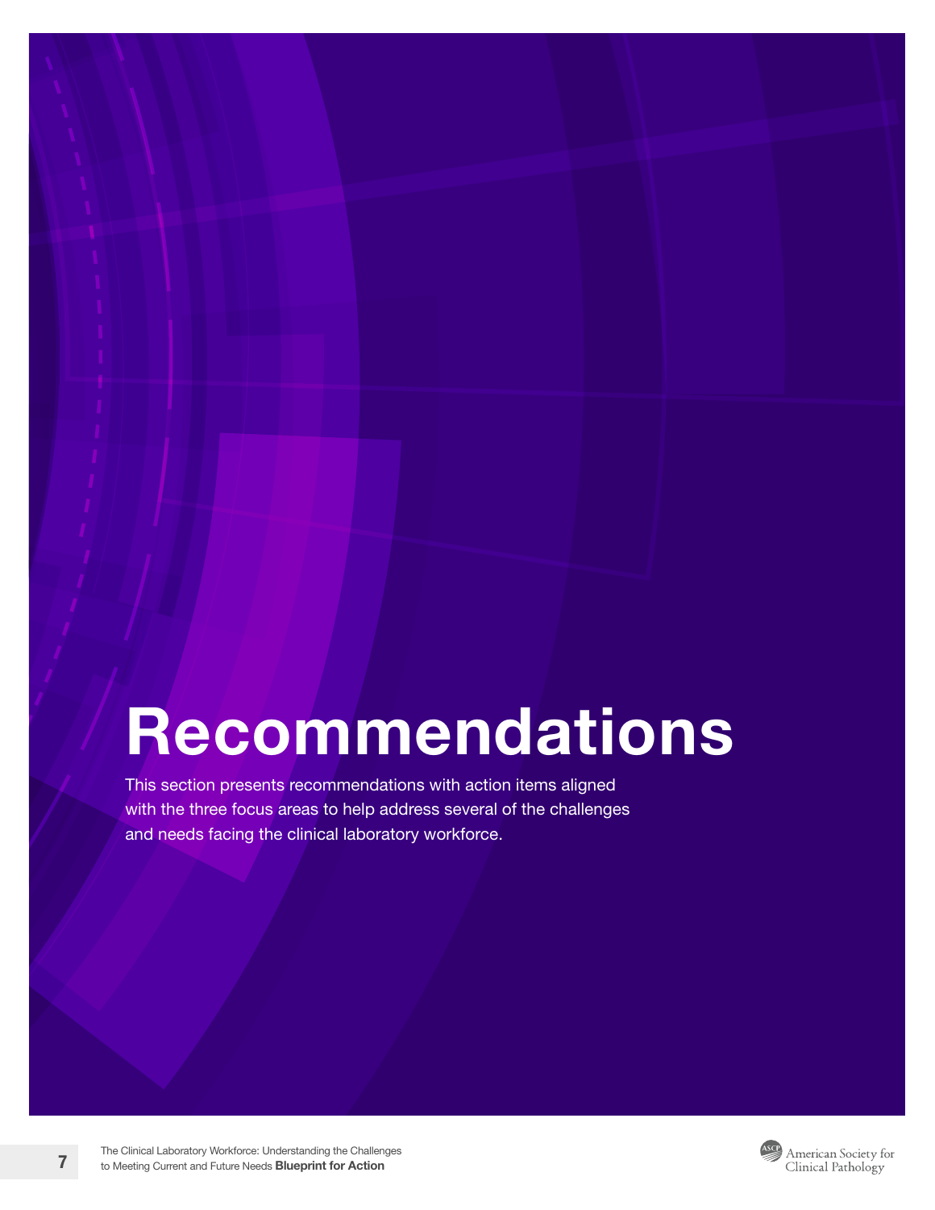# Recommendations

This section presents recommendations with action items aligned with the three focus areas to help address several of the challenges and needs facing the clinical laboratory workforce.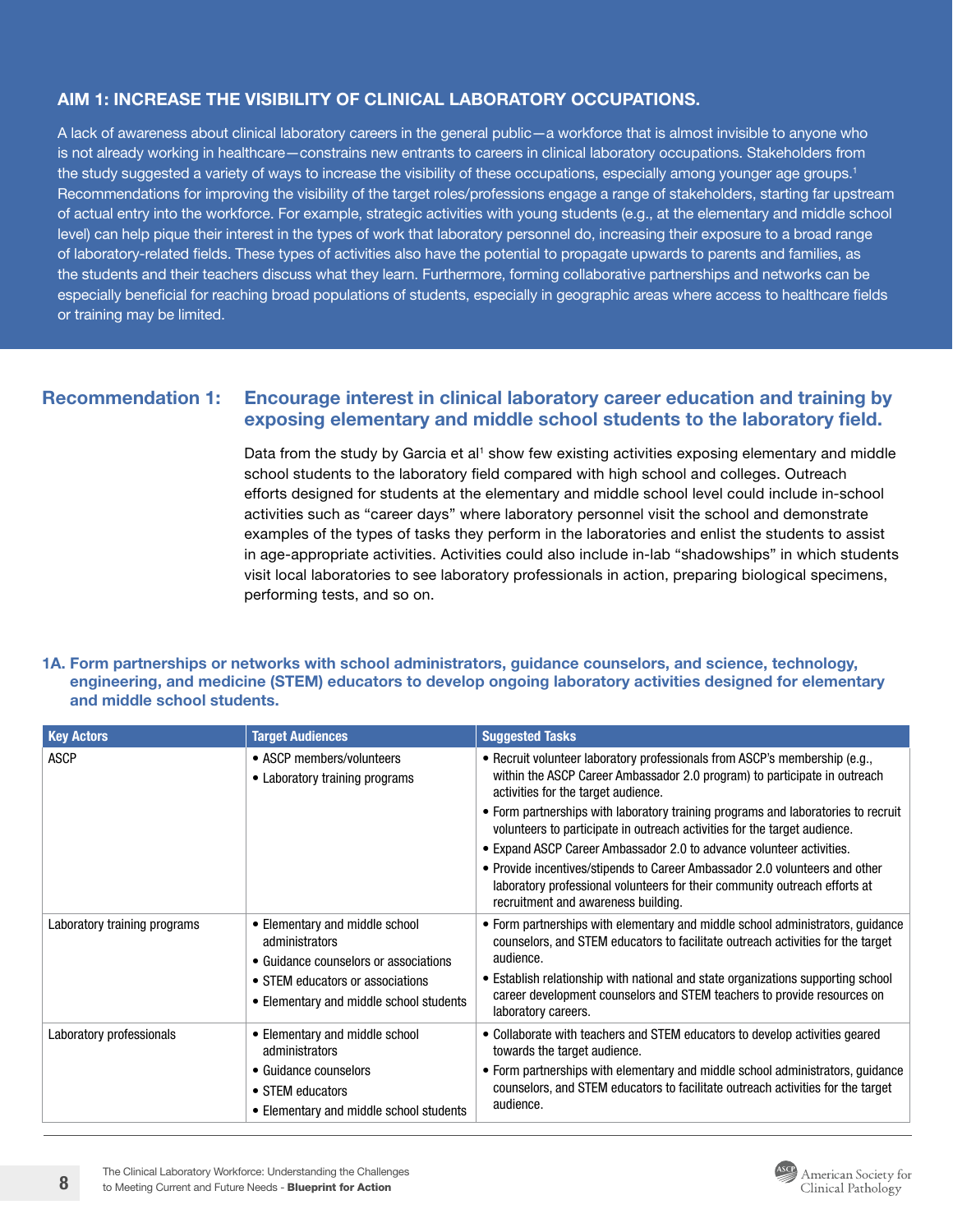## AIM 1: INCREASE THE VISIBILITY OF CLINICAL LABORATORY OCCUPATIONS.

A lack of awareness about clinical laboratory careers in the general public—a workforce that is almost invisible to anyone who is not already working in healthcare—constrains new entrants to careers in clinical laboratory occupations. Stakeholders from the study suggested a variety of ways to increase the visibility of these occupations, especially among younger age groups.[1] Recommendations for improving the visibility of the target roles/professions engage a range of stakeholders, starting far upstream of actual entry into the workforce. For example, strategic activities with young students (e.g., at the elementary and middle school level) can help pique their interest in the types of work that laboratory personnel do, increasing their exposure to a broad range of laboratory-related fields. These types of activities also have the potential to propagate upwards to parents and families, as the students and their teachers discuss what they learn. Furthermore, forming collaborative partnerships and networks can be especially beneficial for reaching broad populations of students, especially in geographic areas where access to healthcare fields or training may be limited.

### Recommendation 1: Encourage interest in clinical laboratory career education and training by exposing elementary and middle school students to the laboratory field.

Data from the study by Garcia et al[1] show few existing activities exposing elementary and middle school students to the laboratory field compared with high school and colleges. Outreach efforts designed for students at the elementary and middle school level could include in-school activities such as "career days" where laboratory personnel visit the school and demonstrate examples of the types of tasks they perform in the laboratories and enlist the students to assist in age-appropriate activities. Activities could also include in-lab "shadowships" in which students visit local laboratories to see laboratory professionals in action, preparing biological specimens, performing tests, and so on.

#### 1A. Form partnerships or networks with school administrators, guidance counselors, and science, technology, engineering, and medicine (STEM) educators to develop ongoing laboratory activities designed for elementary and middle school students.

| Key Actors | Target Audiences | Suggested Tasks |
|---|---|---|
| ASCP | • ASCP members/volunteers<br>• Laboratory training programs | • Recruit volunteer laboratory professionals from ASCP's membership (e.g., within the ASCP Career Ambassador 2.0 program) to participate in outreach activities for the target audience.<br>• Form partnerships with laboratory training programs and laboratories to recruit volunteers to participate in outreach activities for the target audience.<br>• Expand ASCP Career Ambassador 2.0 to advance volunteer activities.<br>• Provide incentives/stipends to Career Ambassador 2.0 volunteers and other laboratory professional volunteers for their community outreach efforts at recruitment and awareness building. |
| Laboratory training programs | • Elementary and middle school administrators<br>• Guidance counselors or associations<br>• STEM educators or associations<br>• Elementary and middle school students | • Form partnerships with elementary and middle school administrators, guidance counselors, and STEM educators to facilitate outreach activities for the target audience.<br>• Establish relationship with national and state organizations supporting school career development counselors and STEM teachers to provide resources on laboratory careers. |
| Laboratory professionals | • Elementary and middle school administrators<br>• Guidance counselors<br>• STEM educators<br>• Elementary and middle school students | • Collaborate with teachers and STEM educators to develop activities geared towards the target audience.<br>• Form partnerships with elementary and middle school administrators, guidance counselors, and STEM educators to facilitate outreach activities for the target audience. |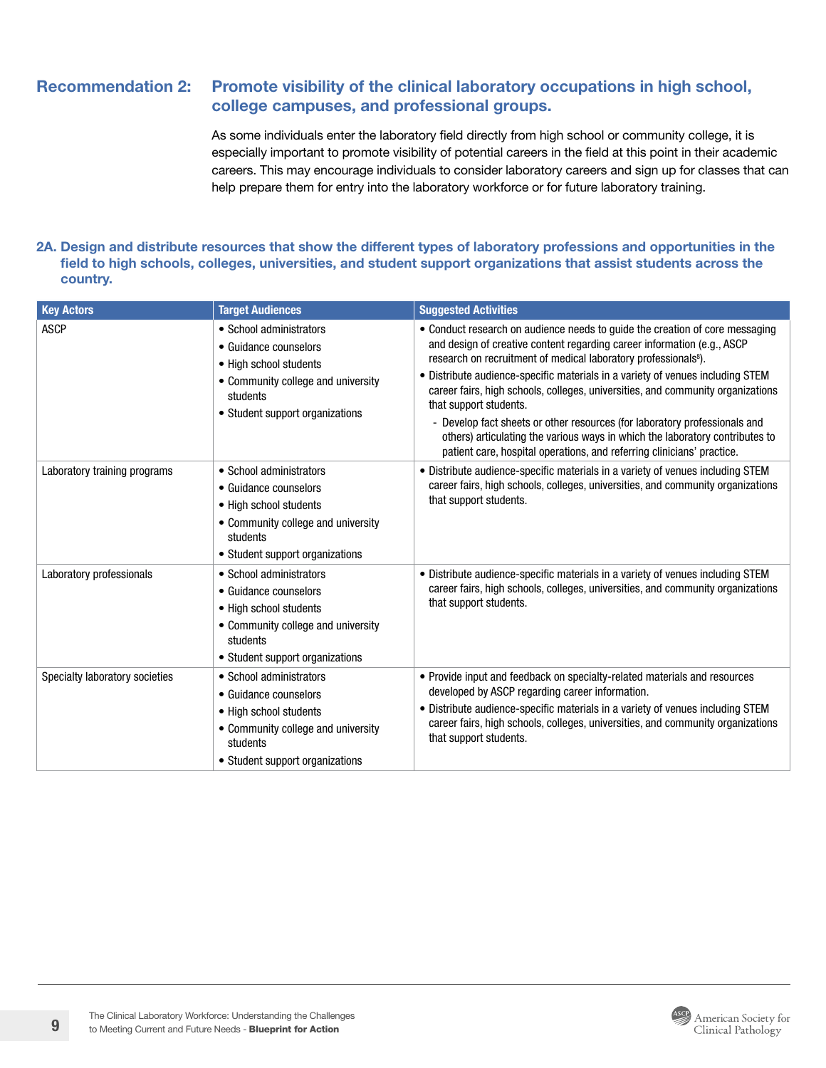## Recommendation 2: Promote visibility of the clinical laboratory occupations in high school, college campuses, and professional groups.

As some individuals enter the laboratory field directly from high school or community college, it is especially important to promote visibility of potential careers in the field at this point in their academic careers. This may encourage individuals to consider laboratory careers and sign up for classes that can help prepare them for entry into the laboratory workforce or for future laboratory training.

### 2A. Design and distribute resources that show the different types of laboratory professions and opportunities in the field to high schools, colleges, universities, and student support organizations that assist students across the country.

| Key Actors | Target Audiences | Suggested Activities |
|---|---|---|
| ASCP | • School administrators<br>• Guidance counselors<br>• High school students<br>• Community college and university students<br>• Student support organizations | • Conduct research on audience needs to guide the creation of core messaging and design of creative content regarding career information (e.g., ASCP research on recruitment of medical laboratory professionals[8]).<br>• Distribute audience-specific materials in a variety of venues including STEM career fairs, high schools, colleges, universities, and community organizations that support students.<br>- Develop fact sheets or other resources (for laboratory professionals and others) articulating the various ways in which the laboratory contributes to patient care, hospital operations, and referring clinicians' practice. |
| Laboratory training programs | • School administrators<br>• Guidance counselors<br>• High school students<br>• Community college and university students<br>• Student support organizations | • Distribute audience-specific materials in a variety of venues including STEM career fairs, high schools, colleges, universities, and community organizations that support students. |
| Laboratory professionals | • School administrators<br>• Guidance counselors<br>• High school students<br>• Community college and university students<br>• Student support organizations | • Distribute audience-specific materials in a variety of venues including STEM career fairs, high schools, colleges, universities, and community organizations that support students. |
| Specialty laboratory societies | • School administrators<br>• Guidance counselors<br>• High school students<br>• Community college and university students<br>• Student support organizations | • Provide input and feedback on specialty-related materials and resources developed by ASCP regarding career information.<br>• Distribute audience-specific materials in a variety of venues including STEM career fairs, high schools, colleges, universities, and community organizations that support students. |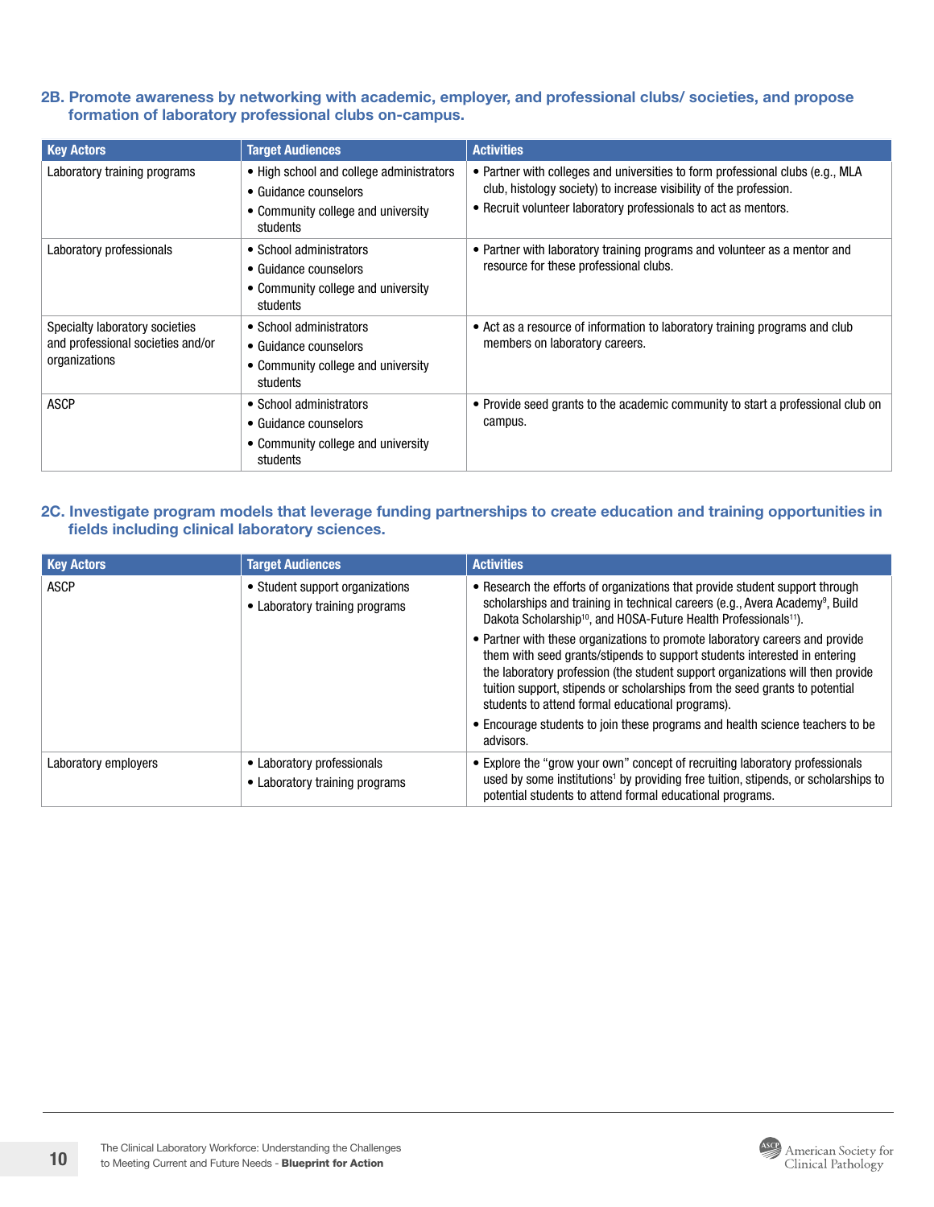### 2B. Promote awareness by networking with academic, employer, and professional clubs/ societies, and propose formation of laboratory professional clubs on-campus.

| Key Actors | Target Audiences | Activities |
|---|---|---|
| Laboratory training programs | • High school and college administrators<br>• Guidance counselors<br>• Community college and university students | • Partner with colleges and universities to form professional clubs (e.g., MLA club, histology society) to increase visibility of the profession.<br>• Recruit volunteer laboratory professionals to act as mentors. |
| Laboratory professionals | • School administrators<br>• Guidance counselors<br>• Community college and university students | • Partner with laboratory training programs and volunteer as a mentor and resource for these professional clubs. |
| Specialty laboratory societies and professional societies and/or organizations | • School administrators<br>• Guidance counselors<br>• Community college and university students | • Act as a resource of information to laboratory training programs and club members on laboratory careers. |
| ASCP | • School administrators<br>• Guidance counselors<br>• Community college and university students | • Provide seed grants to the academic community to start a professional club on campus. |

### 2C. Investigate program models that leverage funding partnerships to create education and training opportunities in fields including clinical laboratory sciences.

| Key Actors | Target Audiences | Activities |
|---|---|---|
| ASCP | • Student support organizations<br>• Laboratory training programs | • Research the efforts of organizations that provide student support through scholarships and training in technical careers (e.g., Avera Academy[9], Build Dakota Scholarship[10], and HOSA-Future Health Professionals[11]).<br>• Partner with these organizations to promote laboratory careers and provide them with seed grants/stipends to support students interested in entering the laboratory profession (the student support organizations will then provide tuition support, stipends or scholarships from the seed grants to potential students to attend formal educational programs).<br>• Encourage students to join these programs and health science teachers to be advisors. |
| Laboratory employers | • Laboratory professionals<br>• Laboratory training programs | • Explore the "grow your own" concept of recruiting laboratory professionals used by some institutions[1] by providing free tuition, stipends, or scholarships to potential students to attend formal educational programs. |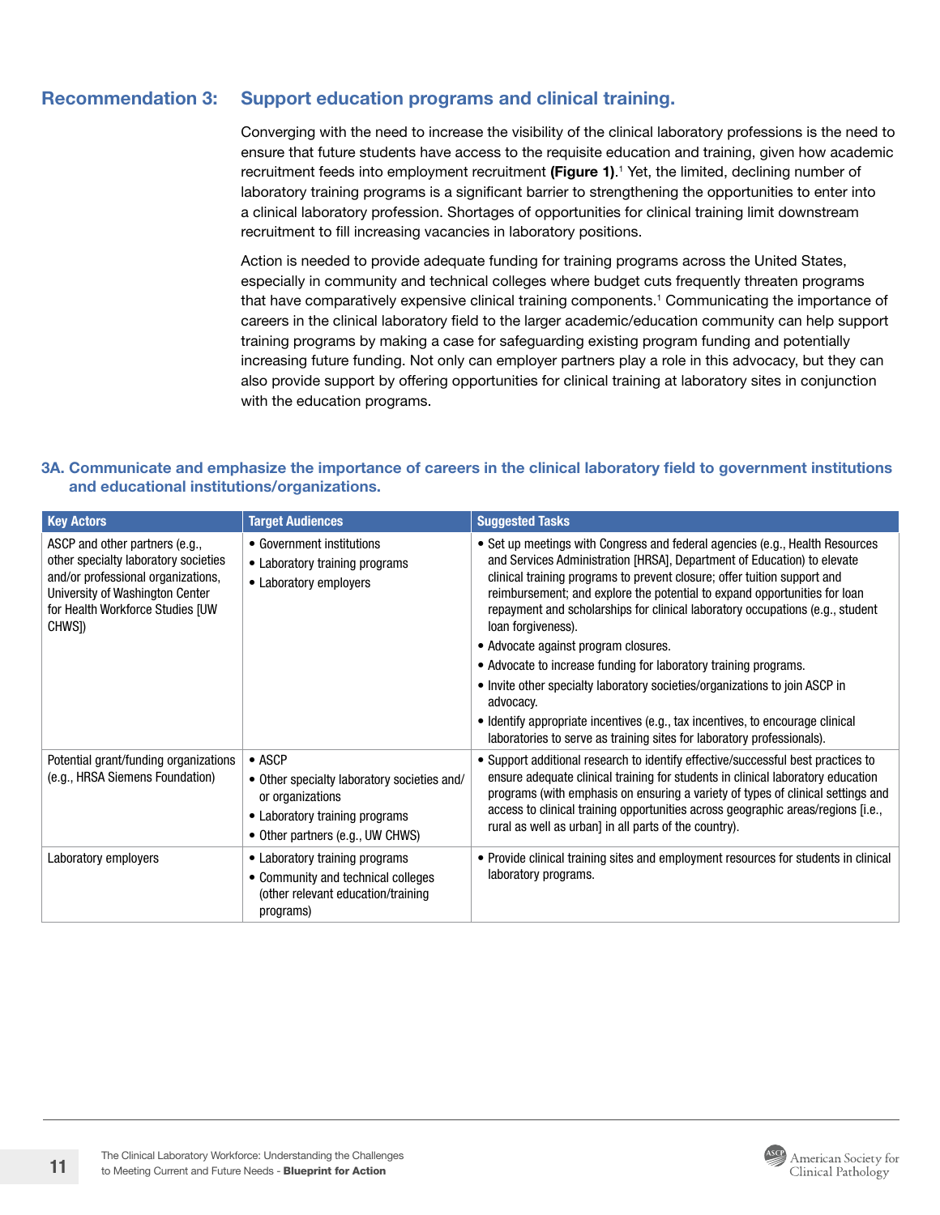## Recommendation 3: Support education programs and clinical training.

Converging with the need to increase the visibility of the clinical laboratory professions is the need to ensure that future students have access to the requisite education and training, given how academic recruitment feeds into employment recruitment **(Figure 1)**.[1] Yet, the limited, declining number of laboratory training programs is a significant barrier to strengthening the opportunities to enter into a clinical laboratory profession. Shortages of opportunities for clinical training limit downstream recruitment to fill increasing vacancies in laboratory positions.

Action is needed to provide adequate funding for training programs across the United States, especially in community and technical colleges where budget cuts frequently threaten programs that have comparatively expensive clinical training components.[1] Communicating the importance of careers in the clinical laboratory field to the larger academic/education community can help support training programs by making a case for safeguarding existing program funding and potentially increasing future funding. Not only can employer partners play a role in this advocacy, but they can also provide support by offering opportunities for clinical training at laboratory sites in conjunction with the education programs.

### 3A. Communicate and emphasize the importance of careers in the clinical laboratory field to government institutions and educational institutions/organizations.

| Key Actors | Target Audiences | Suggested Tasks |
|---|---|---|
| ASCP and other partners (e.g., other specialty laboratory societies and/or professional organizations, University of Washington Center for Health Workforce Studies [UW CHWS]) | • Government institutions<br>• Laboratory training programs<br>• Laboratory employers | • Set up meetings with Congress and federal agencies (e.g., Health Resources and Services Administration [HRSA], Department of Education) to elevate clinical training programs to prevent closure; offer tuition support and reimbursement; and explore the potential to expand opportunities for loan repayment and scholarships for clinical laboratory occupations (e.g., student loan forgiveness).<br>• Advocate against program closures.<br>• Advocate to increase funding for laboratory training programs.<br>• Invite other specialty laboratory societies/organizations to join ASCP in advocacy.<br>• Identify appropriate incentives (e.g., tax incentives, to encourage clinical laboratories to serve as training sites for laboratory professionals). |
| Potential grant/funding organizations (e.g., HRSA Siemens Foundation) | • ASCP<br>• Other specialty laboratory societies and/or organizations<br>• Laboratory training programs<br>• Other partners (e.g., UW CHWS) | • Support additional research to identify effective/successful best practices to ensure adequate clinical training for students in clinical laboratory education programs (with emphasis on ensuring a variety of types of clinical settings and access to clinical training opportunities across geographic areas/regions [i.e., rural as well as urban] in all parts of the country). |
| Laboratory employers | • Laboratory training programs<br>• Community and technical colleges (other relevant education/training programs) | • Provide clinical training sites and employment resources for students in clinical laboratory programs. |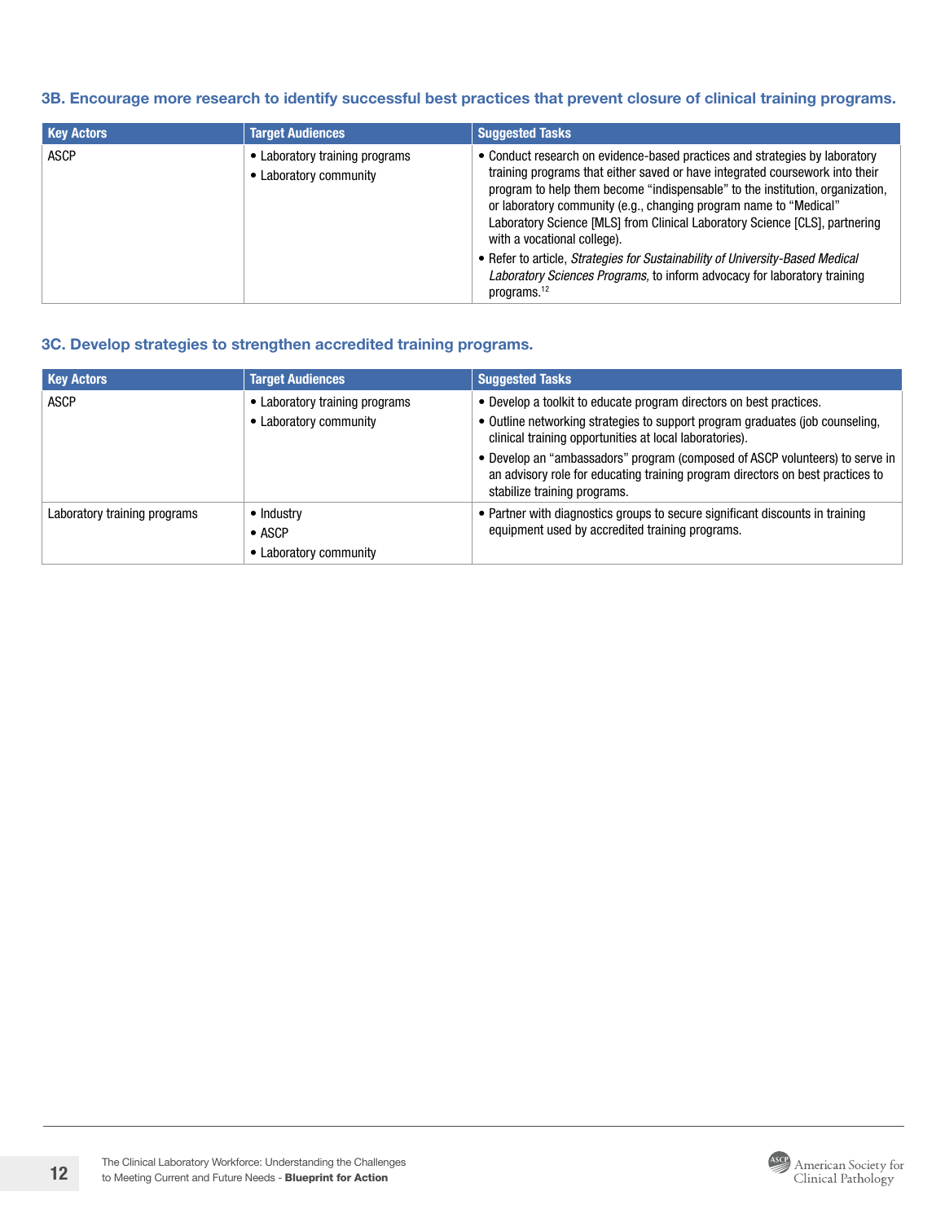### 3B. Encourage more research to identify successful best practices that prevent closure of clinical training programs.

| Key Actors | Target Audiences | Suggested Tasks |
|---|---|---|
| ASCP | • Laboratory training programs<br>• Laboratory community | • Conduct research on evidence-based practices and strategies by laboratory training programs that either saved or have integrated coursework into their program to help them become "indispensable" to the institution, organization, or laboratory community (e.g., changing program name to "Medical" Laboratory Science [MLS] from Clinical Laboratory Science [CLS], partnering with a vocational college).<br>• Refer to article, *Strategies for Sustainability of University-Based Medical Laboratory Sciences Programs,* to inform advocacy for laboratory training programs.[12] |

### 3C. Develop strategies to strengthen accredited training programs.

| Key Actors | Target Audiences | Suggested Tasks |
|---|---|---|
| ASCP | • Laboratory training programs<br>• Laboratory community | • Develop a toolkit to educate program directors on best practices.<br>• Outline networking strategies to support program graduates (job counseling, clinical training opportunities at local laboratories).<br>• Develop an "ambassadors" program (composed of ASCP volunteers) to serve in an advisory role for educating training program directors on best practices to stabilize training programs. |
| Laboratory training programs | • Industry<br>• ASCP<br>• Laboratory community | • Partner with diagnostics groups to secure significant discounts in training equipment used by accredited training programs. |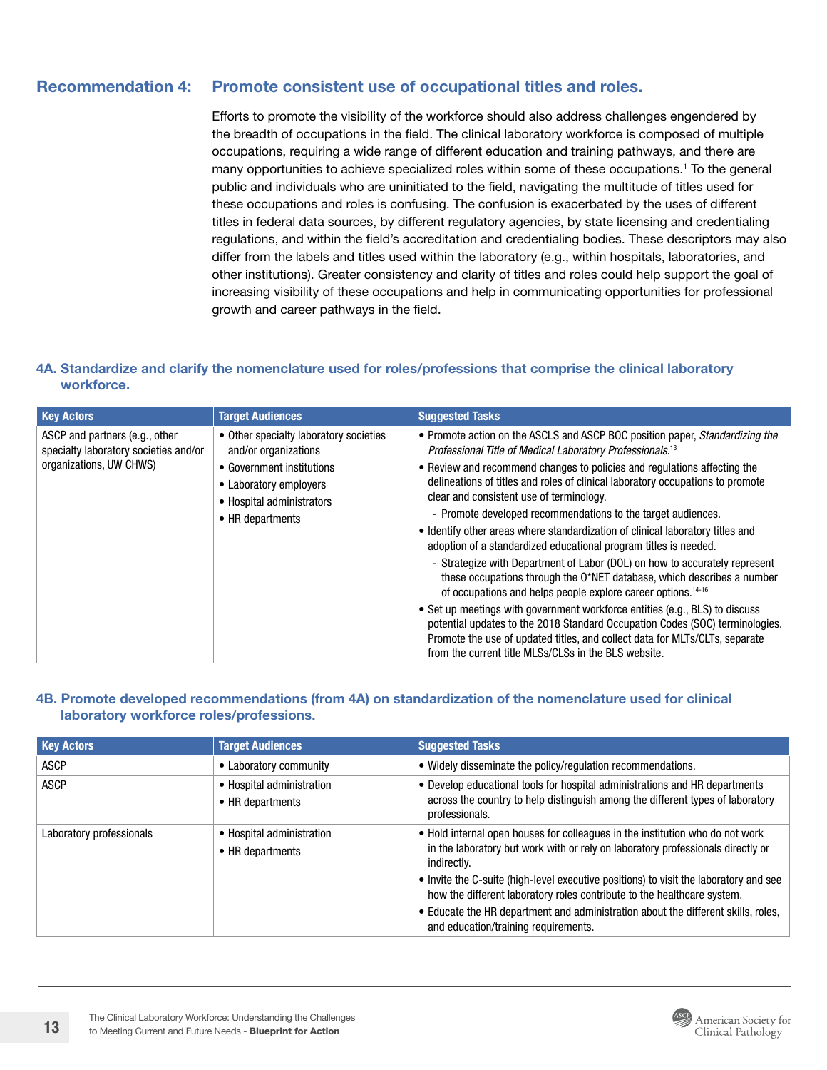## Recommendation 4: Promote consistent use of occupational titles and roles.

Efforts to promote the visibility of the workforce should also address challenges engendered by the breadth of occupations in the field. The clinical laboratory workforce is composed of multiple occupations, requiring a wide range of different education and training pathways, and there are many opportunities to achieve specialized roles within some of these occupations.[1] To the general public and individuals who are uninitiated to the field, navigating the multitude of titles used for these occupations and roles is confusing. The confusion is exacerbated by the uses of different titles in federal data sources, by different regulatory agencies, by state licensing and credentialing regulations, and within the field's accreditation and credentialing bodies. These descriptors may also differ from the labels and titles used within the laboratory (e.g., within hospitals, laboratories, and other institutions). Greater consistency and clarity of titles and roles could help support the goal of increasing visibility of these occupations and help in communicating opportunities for professional growth and career pathways in the field.

### 4A. Standardize and clarify the nomenclature used for roles/professions that comprise the clinical laboratory workforce.

| Key Actors | Target Audiences | Suggested Tasks |
|---|---|---|
| ASCP and partners (e.g., other specialty laboratory societies and/or organizations, UW CHWS) | • Other specialty laboratory societies and/or organizations<br>• Government institutions<br>• Laboratory employers<br>• Hospital administrators<br>• HR departments | • Promote action on the ASCLS and ASCP BOC position paper, *Standardizing the Professional Title of Medical Laboratory Professionals.*[13]<br>• Review and recommend changes to policies and regulations affecting the delineations of titles and roles of clinical laboratory occupations to promote clear and consistent use of terminology.<br>- Promote developed recommendations to the target audiences.<br>• Identify other areas where standardization of clinical laboratory titles and adoption of a standardized educational program titles is needed.<br>- Strategize with Department of Labor (DOL) on how to accurately represent these occupations through the O*NET database, which describes a number of occupations and helps people explore career options.[14-16]<br>• Set up meetings with government workforce entities (e.g., BLS) to discuss potential updates to the 2018 Standard Occupation Codes (SOC) terminologies. Promote the use of updated titles, and collect data for MLTs/CLTs, separate from the current title MLSs/CLSs in the BLS website. |

### 4B. Promote developed recommendations (from 4A) on standardization of the nomenclature used for clinical laboratory workforce roles/professions.

| Key Actors | Target Audiences | Suggested Tasks |
|---|---|---|
| ASCP | • Laboratory community | • Widely disseminate the policy/regulation recommendations. |
| ASCP | • Hospital administration<br>• HR departments | • Develop educational tools for hospital administrations and HR departments across the country to help distinguish among the different types of laboratory professionals. |
| Laboratory professionals | • Hospital administration<br>• HR departments | • Hold internal open houses for colleagues in the institution who do not work in the laboratory but work with or rely on laboratory professionals directly or indirectly.<br>• Invite the C-suite (high-level executive positions) to visit the laboratory and see how the different laboratory roles contribute to the healthcare system.<br>• Educate the HR department and administration about the different skills, roles, and education/training requirements. |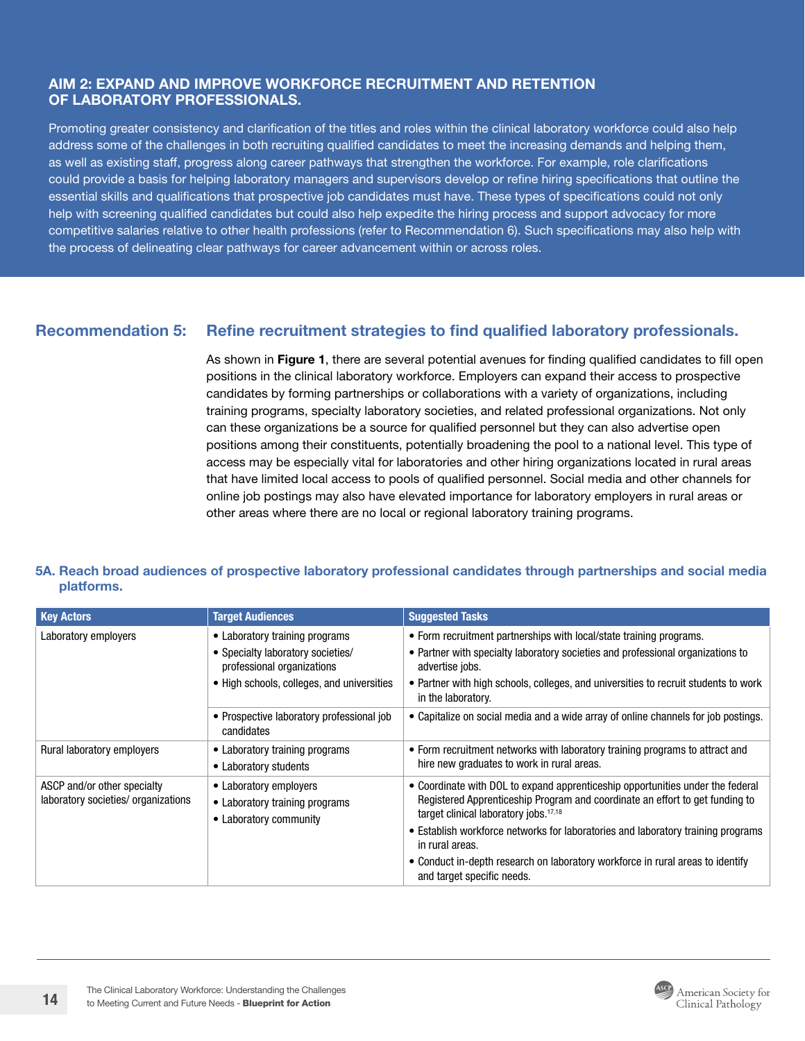## AIM 2: EXPAND AND IMPROVE WORKFORCE RECRUITMENT AND RETENTION OF LABORATORY PROFESSIONALS.

Promoting greater consistency and clarification of the titles and roles within the clinical laboratory workforce could also help address some of the challenges in both recruiting qualified candidates to meet the increasing demands and helping them, as well as existing staff, progress along career pathways that strengthen the workforce. For example, role clarifications could provide a basis for helping laboratory managers and supervisors develop or refine hiring specifications that outline the essential skills and qualifications that prospective job candidates must have. These types of specifications could not only help with screening qualified candidates but could also help expedite the hiring process and support advocacy for more competitive salaries relative to other health professions (refer to Recommendation 6). Such specifications may also help with the process of delineating clear pathways for career advancement within or across roles.

## Recommendation 5: Refine recruitment strategies to find qualified laboratory professionals.

As shown in **Figure 1**, there are several potential avenues for finding qualified candidates to fill open positions in the clinical laboratory workforce. Employers can expand their access to prospective candidates by forming partnerships or collaborations with a variety of organizations, including training programs, specialty laboratory societies, and related professional organizations. Not only can these organizations be a source for qualified personnel but they can also advertise open positions among their constituents, potentially broadening the pool to a national level. This type of access may be especially vital for laboratories and other hiring organizations located in rural areas that have limited local access to pools of qualified personnel. Social media and other channels for online job postings may also have elevated importance for laboratory employers in rural areas or other areas where there are no local or regional laboratory training programs.

### 5A. Reach broad audiences of prospective laboratory professional candidates through partnerships and social media platforms.

| Key Actors | Target Audiences | Suggested Tasks |
|---|---|---|
| Laboratory employers | • Laboratory training programs<br>• Specialty laboratory societies/ professional organizations<br>• High schools, colleges, and universities | • Form recruitment partnerships with local/state training programs.<br>• Partner with specialty laboratory societies and professional organizations to advertise jobs.<br>• Partner with high schools, colleges, and universities to recruit students to work in the laboratory. |
| | • Prospective laboratory professional job candidates | • Capitalize on social media and a wide array of online channels for job postings. |
| Rural laboratory employers | • Laboratory training programs<br>• Laboratory students | • Form recruitment networks with laboratory training programs to attract and hire new graduates to work in rural areas. |
| ASCP and/or other specialty laboratory societies/ organizations | • Laboratory employers<br>• Laboratory training programs<br>• Laboratory community | • Coordinate with DOL to expand apprenticeship opportunities under the federal Registered Apprenticeship Program and coordinate an effort to get funding to target clinical laboratory jobs.[17,18]<br>• Establish workforce networks for laboratories and laboratory training programs in rural areas.<br>• Conduct in-depth research on laboratory workforce in rural areas to identify and target specific needs. |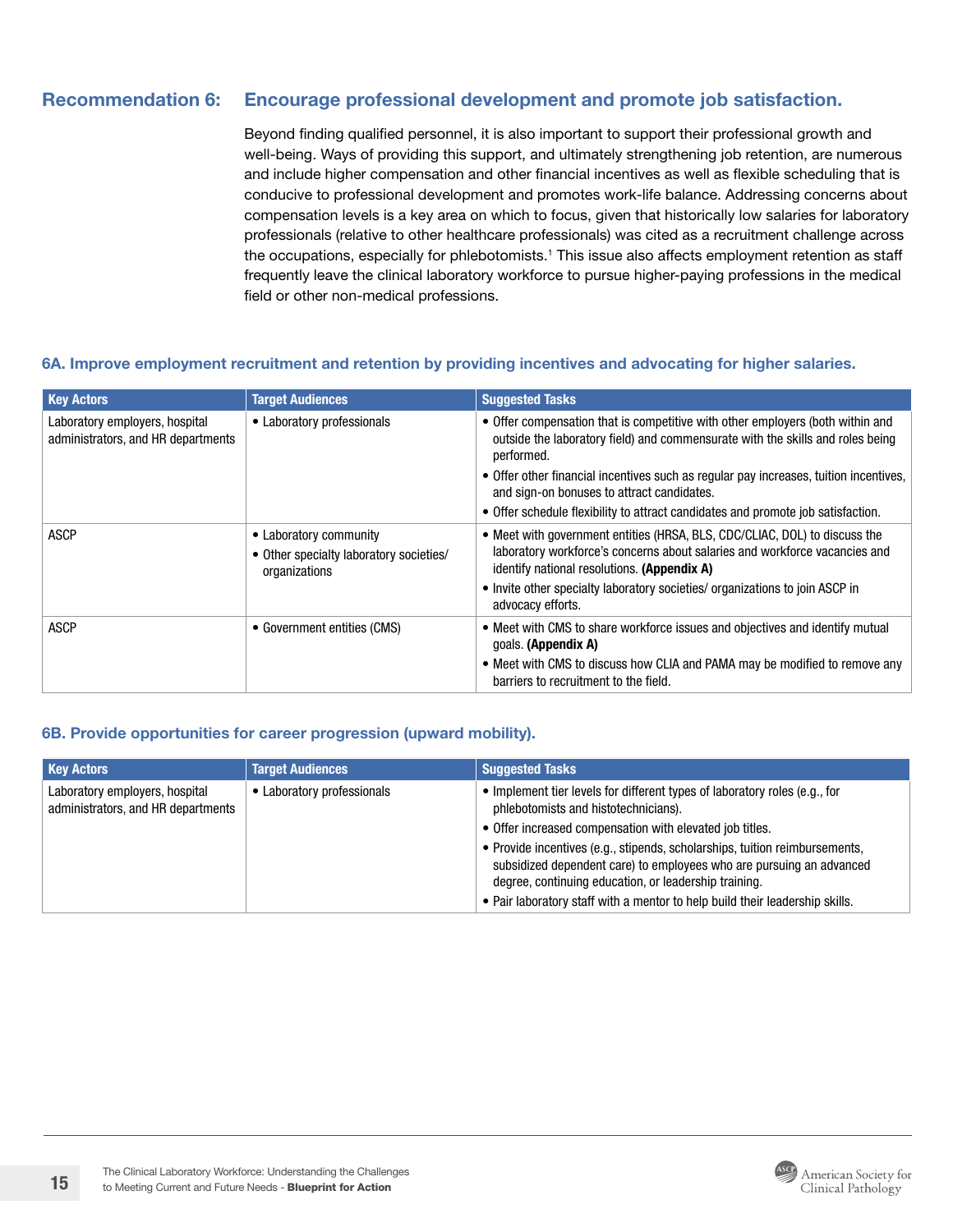## Recommendation 6: Encourage professional development and promote job satisfaction.

Beyond finding qualified personnel, it is also important to support their professional growth and well-being. Ways of providing this support, and ultimately strengthening job retention, are numerous and include higher compensation and other financial incentives as well as flexible scheduling that is conducive to professional development and promotes work-life balance. Addressing concerns about compensation levels is a key area on which to focus, given that historically low salaries for laboratory professionals (relative to other healthcare professionals) was cited as a recruitment challenge across the occupations, especially for phlebotomists.[1] This issue also affects employment retention as staff frequently leave the clinical laboratory workforce to pursue higher-paying professions in the medical field or other non-medical professions.

### 6A. Improve employment recruitment and retention by providing incentives and advocating for higher salaries.

| Key Actors | Target Audiences | Suggested Tasks |
|---|---|---|
| Laboratory employers, hospital administrators, and HR departments | • Laboratory professionals | • Offer compensation that is competitive with other employers (both within and outside the laboratory field) and commensurate with the skills and roles being performed.<br>• Offer other financial incentives such as regular pay increases, tuition incentives, and sign-on bonuses to attract candidates.<br>• Offer schedule flexibility to attract candidates and promote job satisfaction. |
| ASCP | • Laboratory community<br>• Other specialty laboratory societies/ organizations | • Meet with government entities (HRSA, BLS, CDC/CLIAC, DOL) to discuss the laboratory workforce's concerns about salaries and workforce vacancies and identify national resolutions. **(Appendix A)**<br>• Invite other specialty laboratory societies/ organizations to join ASCP in advocacy efforts. |
| ASCP | • Government entities (CMS) | • Meet with CMS to share workforce issues and objectives and identify mutual goals. **(Appendix A)**<br>• Meet with CMS to discuss how CLIA and PAMA may be modified to remove any barriers to recruitment to the field. |

### 6B. Provide opportunities for career progression (upward mobility).

| Key Actors | Target Audiences | Suggested Tasks |
|---|---|---|
| Laboratory employers, hospital administrators, and HR departments | • Laboratory professionals | • Implement tier levels for different types of laboratory roles (e.g., for phlebotomists and histotechnicians).<br>• Offer increased compensation with elevated job titles.<br>• Provide incentives (e.g., stipends, scholarships, tuition reimbursements, subsidized dependent care) to employees who are pursuing an advanced degree, continuing education, or leadership training.<br>• Pair laboratory staff with a mentor to help build their leadership skills. |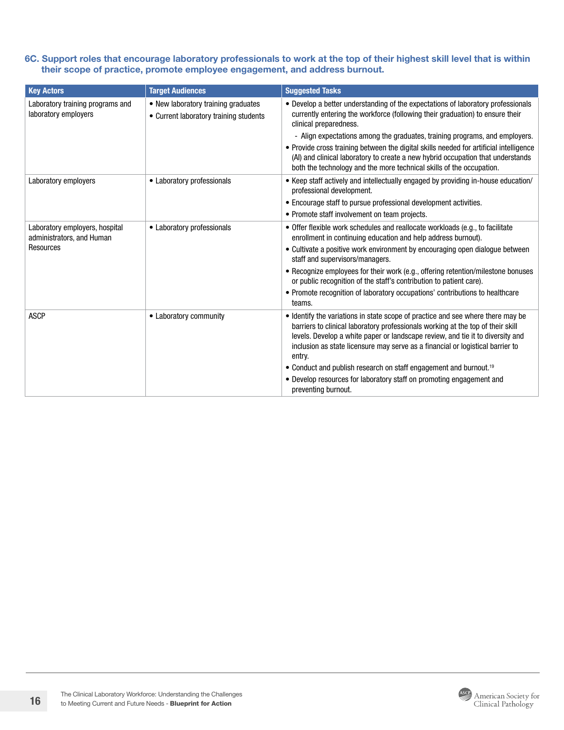### 6C. Support roles that encourage laboratory professionals to work at the top of their highest skill level that is within their scope of practice, promote employee engagement, and address burnout.

| Key Actors | Target Audiences | Suggested Tasks |
|---|---|---|
| Laboratory training programs and laboratory employers | • New laboratory training graduates<br>• Current laboratory training students | • Develop a better understanding of the expectations of laboratory professionals currently entering the workforce (following their graduation) to ensure their clinical preparedness.<br>- Align expectations among the graduates, training programs, and employers.<br>• Provide cross training between the digital skills needed for artificial intelligence (AI) and clinical laboratory to create a new hybrid occupation that understands both the technology and the more technical skills of the occupation. |
| Laboratory employers | • Laboratory professionals | • Keep staff actively and intellectually engaged by providing in-house education/professional development.<br>• Encourage staff to pursue professional development activities.<br>• Promote staff involvement on team projects. |
| Laboratory employers, hospital administrators, and Human Resources | • Laboratory professionals | • Offer flexible work schedules and reallocate workloads (e.g., to facilitate enrollment in continuing education and help address burnout).<br>• Cultivate a positive work environment by encouraging open dialogue between staff and supervisors/managers.<br>• Recognize employees for their work (e.g., offering retention/milestone bonuses or public recognition of the staff's contribution to patient care).<br>• Promote recognition of laboratory occupations' contributions to healthcare teams. |
| ASCP | • Laboratory community | • Identify the variations in state scope of practice and see where there may be barriers to clinical laboratory professionals working at the top of their skill levels. Develop a white paper or landscape review, and tie it to diversity and inclusion as state licensure may serve as a financial or logistical barrier to entry.<br>• Conduct and publish research on staff engagement and burnout.[19]<br>• Develop resources for laboratory staff on promoting engagement and preventing burnout. |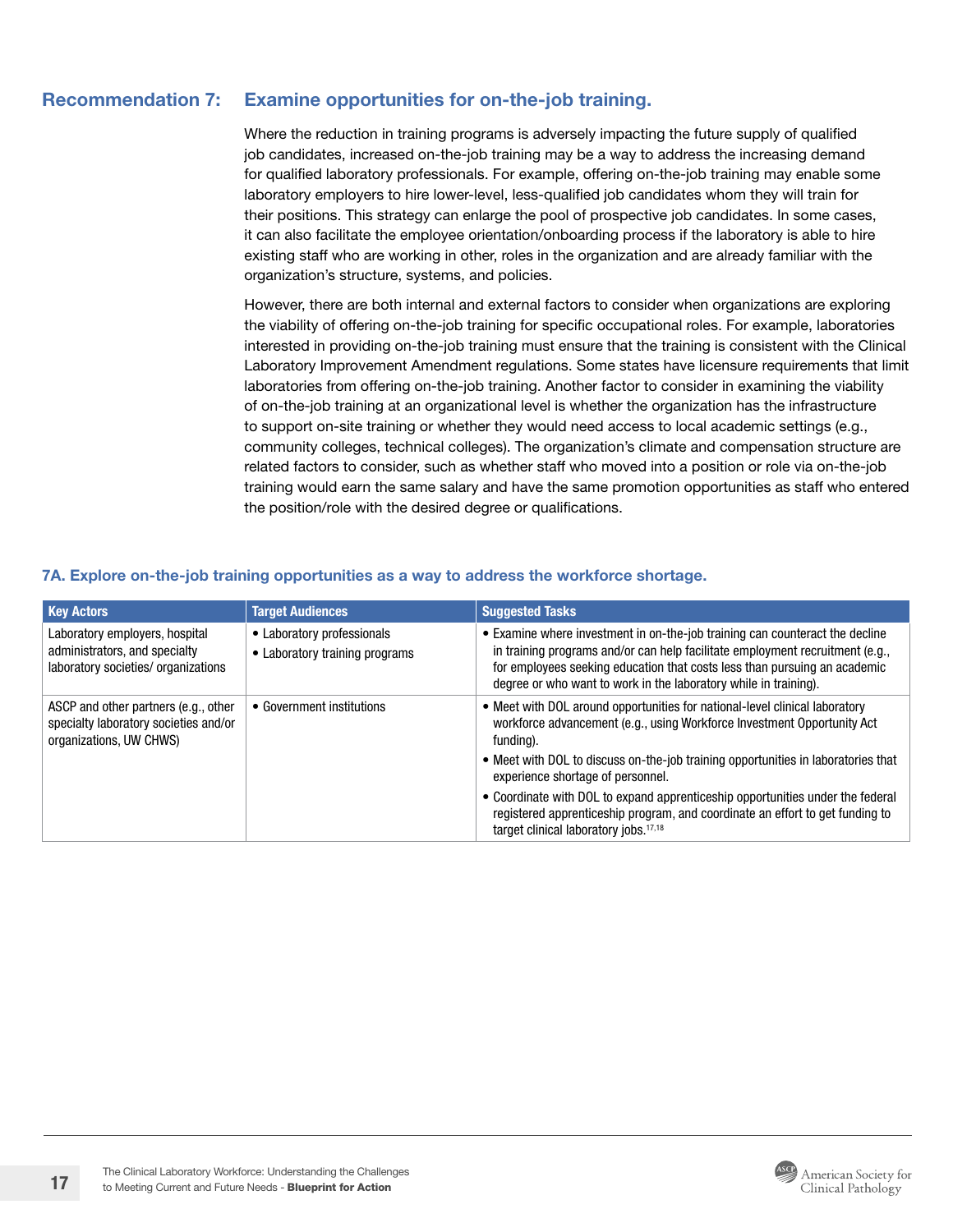## Recommendation 7: Examine opportunities for on-the-job training.

Where the reduction in training programs is adversely impacting the future supply of qualified job candidates, increased on-the-job training may be a way to address the increasing demand for qualified laboratory professionals. For example, offering on-the-job training may enable some laboratory employers to hire lower-level, less-qualified job candidates whom they will train for their positions. This strategy can enlarge the pool of prospective job candidates. In some cases, it can also facilitate the employee orientation/onboarding process if the laboratory is able to hire existing staff who are working in other, roles in the organization and are already familiar with the organization's structure, systems, and policies.

However, there are both internal and external factors to consider when organizations are exploring the viability of offering on-the-job training for specific occupational roles. For example, laboratories interested in providing on-the-job training must ensure that the training is consistent with the Clinical Laboratory Improvement Amendment regulations. Some states have licensure requirements that limit laboratories from offering on-the-job training. Another factor to consider in examining the viability of on-the-job training at an organizational level is whether the organization has the infrastructure to support on-site training or whether they would need access to local academic settings (e.g., community colleges, technical colleges). The organization's climate and compensation structure are related factors to consider, such as whether staff who moved into a position or role via on-the-job training would earn the same salary and have the same promotion opportunities as staff who entered the position/role with the desired degree or qualifications.

### 7A. Explore on-the-job training opportunities as a way to address the workforce shortage.

| Key Actors | Target Audiences | Suggested Tasks |
|---|---|---|
| Laboratory employers, hospital administrators, and specialty laboratory societies/ organizations | • Laboratory professionals<br>• Laboratory training programs | • Examine where investment in on-the-job training can counteract the decline in training programs and/or can help facilitate employment recruitment (e.g., for employees seeking education that costs less than pursuing an academic degree or who want to work in the laboratory while in training). |
| ASCP and other partners (e.g., other specialty laboratory societies and/or organizations, UW CHWS) | • Government institutions | • Meet with DOL around opportunities for national-level clinical laboratory workforce advancement (e.g., using Workforce Investment Opportunity Act funding).<br>• Meet with DOL to discuss on-the-job training opportunities in laboratories that experience shortage of personnel.<br>• Coordinate with DOL to expand apprenticeship opportunities under the federal registered apprenticeship program, and coordinate an effort to get funding to target clinical laboratory jobs.[17,18] |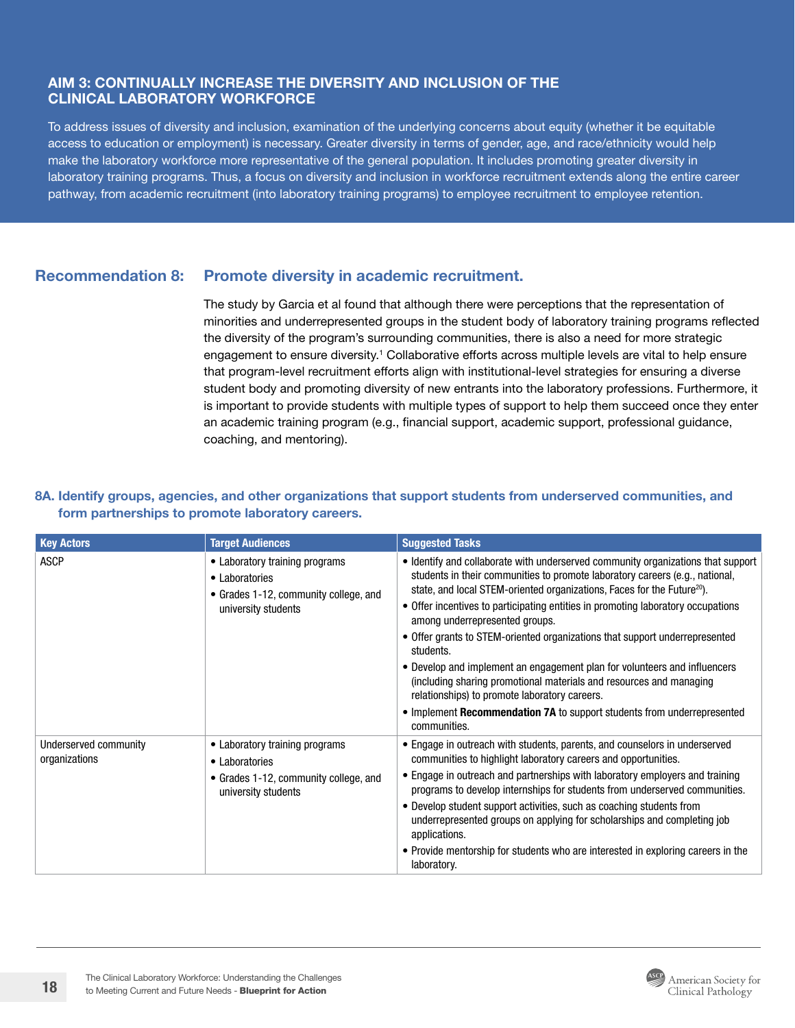## AIM 3: CONTINUALLY INCREASE THE DIVERSITY AND INCLUSION OF THE CLINICAL LABORATORY WORKFORCE

To address issues of diversity and inclusion, examination of the underlying concerns about equity (whether it be equitable access to education or employment) is necessary. Greater diversity in terms of gender, age, and race/ethnicity would help make the laboratory workforce more representative of the general population. It includes promoting greater diversity in laboratory training programs. Thus, a focus on diversity and inclusion in workforce recruitment extends along the entire career pathway, from academic recruitment (into laboratory training programs) to employee recruitment to employee retention.

### Recommendation 8: Promote diversity in academic recruitment.

The study by Garcia et al found that although there were perceptions that the representation of minorities and underrepresented groups in the student body of laboratory training programs reflected the diversity of the program's surrounding communities, there is also a need for more strategic engagement to ensure diversity.[1] Collaborative efforts across multiple levels are vital to help ensure that program-level recruitment efforts align with institutional-level strategies for ensuring a diverse student body and promoting diversity of new entrants into the laboratory professions. Furthermore, it is important to provide students with multiple types of support to help them succeed once they enter an academic training program (e.g., financial support, academic support, professional guidance, coaching, and mentoring).

#### 8A. Identify groups, agencies, and other organizations that support students from underserved communities, and form partnerships to promote laboratory careers.

| Key Actors | Target Audiences | Suggested Tasks |
|---|---|---|
| ASCP | • Laboratory training programs<br>• Laboratories<br>• Grades 1-12, community college, and university students | • Identify and collaborate with underserved community organizations that support students in their communities to promote laboratory careers (e.g., national, state, and local STEM-oriented organizations, Faces for the Future[20]).<br>• Offer incentives to participating entities in promoting laboratory occupations among underrepresented groups.<br>• Offer grants to STEM-oriented organizations that support underrepresented students.<br>• Develop and implement an engagement plan for volunteers and influencers (including sharing promotional materials and resources and managing relationships) to promote laboratory careers.<br>• Implement **Recommendation 7A** to support students from underrepresented communities. |
| Underserved community organizations | • Laboratory training programs<br>• Laboratories<br>• Grades 1-12, community college, and university students | • Engage in outreach with students, parents, and counselors in underserved communities to highlight laboratory careers and opportunities.<br>• Engage in outreach and partnerships with laboratory employers and training programs to develop internships for students from underserved communities.<br>• Develop student support activities, such as coaching students from underrepresented groups on applying for scholarships and completing job applications.<br>• Provide mentorship for students who are interested in exploring careers in the laboratory. |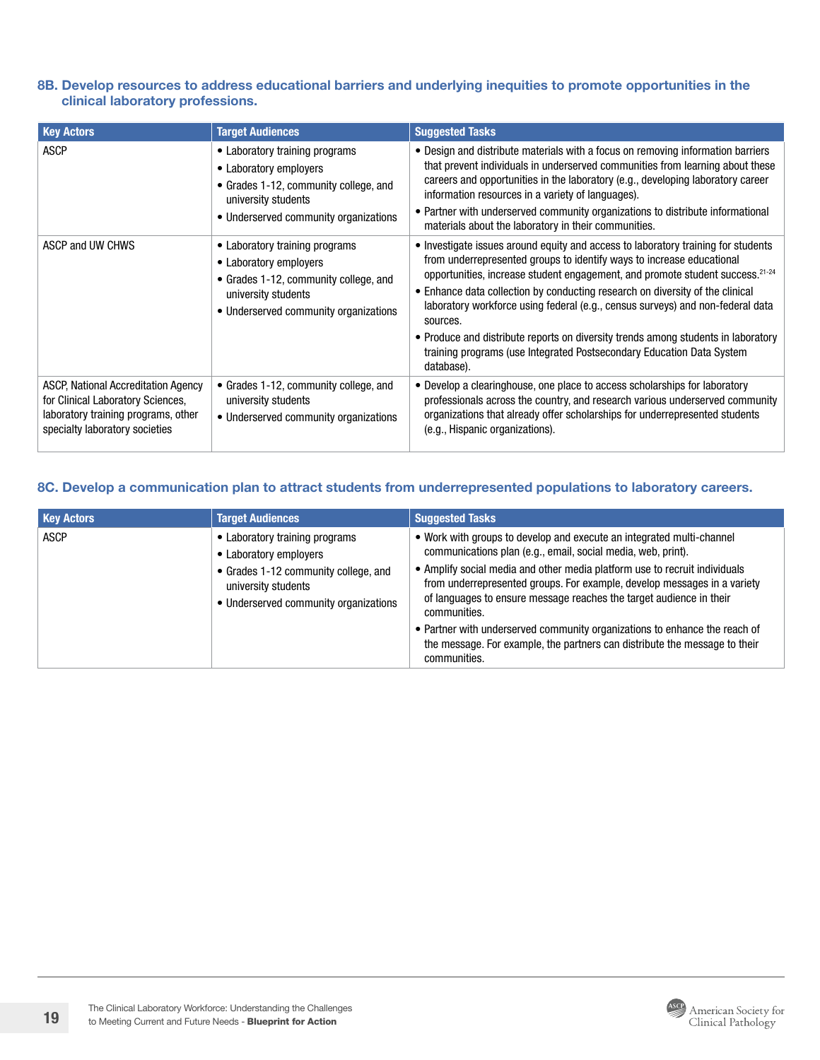### 8B. Develop resources to address educational barriers and underlying inequities to promote opportunities in the clinical laboratory professions.

| Key Actors | Target Audiences | Suggested Tasks |
|---|---|---|
| ASCP | • Laboratory training programs<br>• Laboratory employers<br>• Grades 1-12, community college, and university students<br>• Underserved community organizations | • Design and distribute materials with a focus on removing information barriers that prevent individuals in underserved communities from learning about these careers and opportunities in the laboratory (e.g., developing laboratory career information resources in a variety of languages).<br>• Partner with underserved community organizations to distribute informational materials about the laboratory in their communities. |
| ASCP and UW CHWS | • Laboratory training programs<br>• Laboratory employers<br>• Grades 1-12, community college, and university students<br>• Underserved community organizations | • Investigate issues around equity and access to laboratory training for students from underrepresented groups to identify ways to increase educational opportunities, increase student engagement, and promote student success.[21-24]<br>• Enhance data collection by conducting research on diversity of the clinical laboratory workforce using federal (e.g., census surveys) and non-federal data sources.<br>• Produce and distribute reports on diversity trends among students in laboratory training programs (use Integrated Postsecondary Education Data System database). |
| ASCP, National Accreditation Agency for Clinical Laboratory Sciences, laboratory training programs, other specialty laboratory societies | • Grades 1-12, community college, and university students<br>• Underserved community organizations | • Develop a clearinghouse, one place to access scholarships for laboratory professionals across the country, and research various underserved community organizations that already offer scholarships for underrepresented students (e.g., Hispanic organizations). |

### 8C. Develop a communication plan to attract students from underrepresented populations to laboratory careers.

| Key Actors | Target Audiences | Suggested Tasks |
|---|---|---|
| ASCP | • Laboratory training programs<br>• Laboratory employers<br>• Grades 1-12 community college, and university students<br>• Underserved community organizations | • Work with groups to develop and execute an integrated multi-channel communications plan (e.g., email, social media, web, print).<br>• Amplify social media and other media platform use to recruit individuals from underrepresented groups. For example, develop messages in a variety of languages to ensure message reaches the target audience in their communities.<br>• Partner with underserved community organizations to enhance the reach of the message. For example, the partners can distribute the message to their communities. |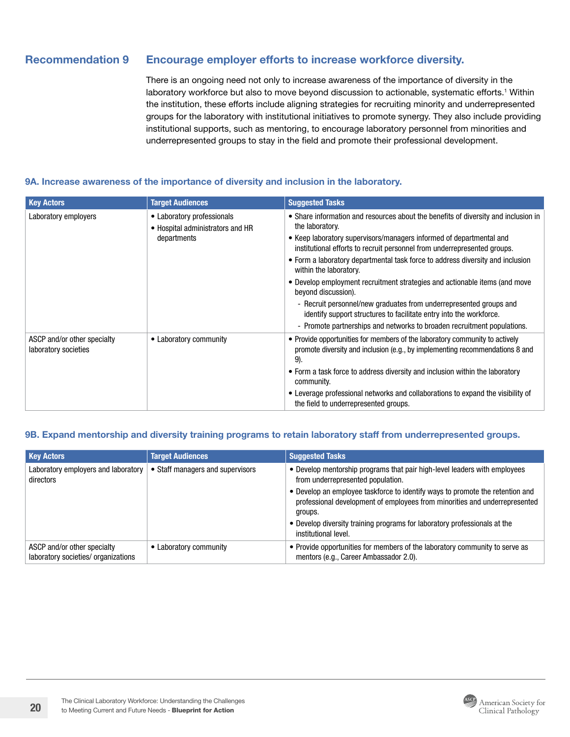## Recommendation 9 Encourage employer efforts to increase workforce diversity.

There is an ongoing need not only to increase awareness of the importance of diversity in the laboratory workforce but also to move beyond discussion to actionable, systematic efforts.[1] Within the institution, these efforts include aligning strategies for recruiting minority and underrepresented groups for the laboratory with institutional initiatives to promote synergy. They also include providing institutional supports, such as mentoring, to encourage laboratory personnel from minorities and underrepresented groups to stay in the field and promote their professional development.

### 9A. Increase awareness of the importance of diversity and inclusion in the laboratory.

| Key Actors | Target Audiences | Suggested Tasks |
|---|---|---|
| Laboratory employers | • Laboratory professionals<br>• Hospital administrators and HR departments | • Share information and resources about the benefits of diversity and inclusion in the laboratory.<br>• Keep laboratory supervisors/managers informed of departmental and institutional efforts to recruit personnel from underrepresented groups.<br>• Form a laboratory departmental task force to address diversity and inclusion within the laboratory.<br>• Develop employment recruitment strategies and actionable items (and move beyond discussion).<br>  - Recruit personnel/new graduates from underrepresented groups and identify support structures to facilitate entry into the workforce.<br>  - Promote partnerships and networks to broaden recruitment populations. |
| ASCP and/or other specialty laboratory societies | • Laboratory community | • Provide opportunities for members of the laboratory community to actively promote diversity and inclusion (e.g., by implementing recommendations 8 and 9).<br>• Form a task force to address diversity and inclusion within the laboratory community.<br>• Leverage professional networks and collaborations to expand the visibility of the field to underrepresented groups. |

### 9B. Expand mentorship and diversity training programs to retain laboratory staff from underrepresented groups.

| Key Actors | Target Audiences | Suggested Tasks |
|---|---|---|
| Laboratory employers and laboratory directors | • Staff managers and supervisors | • Develop mentorship programs that pair high-level leaders with employees from underrepresented population.<br>• Develop an employee taskforce to identify ways to promote the retention and professional development of employees from minorities and underrepresented groups.<br>• Develop diversity training programs for laboratory professionals at the institutional level. |
| ASCP and/or other specialty laboratory societies/ organizations | • Laboratory community | • Provide opportunities for members of the laboratory community to serve as mentors (e.g., Career Ambassador 2.0). |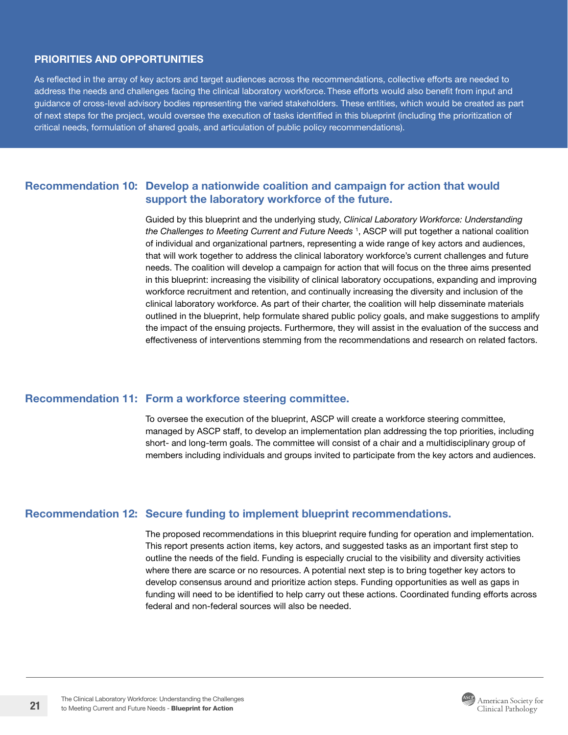## PRIORITIES AND OPPORTUNITIES

As reflected in the array of key actors and target audiences across the recommendations, collective efforts are needed to address the needs and challenges facing the clinical laboratory workforce. These efforts would also benefit from input and guidance of cross-level advisory bodies representing the varied stakeholders. These entities, which would be created as part of next steps for the project, would oversee the execution of tasks identified in this blueprint (including the prioritization of critical needs, formulation of shared goals, and articulation of public policy recommendations).

### Recommendation 10: Develop a nationwide coalition and campaign for action that would support the laboratory workforce of the future.

Guided by this blueprint and the underlying study, *Clinical Laboratory Workforce: Understanding the Challenges to Meeting Current and Future Needs* [1], ASCP will put together a national coalition of individual and organizational partners, representing a wide range of key actors and audiences, that will work together to address the clinical laboratory workforce's current challenges and future needs. The coalition will develop a campaign for action that will focus on the three aims presented in this blueprint: increasing the visibility of clinical laboratory occupations, expanding and improving workforce recruitment and retention, and continually increasing the diversity and inclusion of the clinical laboratory workforce. As part of their charter, the coalition will help disseminate materials outlined in the blueprint, help formulate shared public policy goals, and make suggestions to amplify the impact of the ensuing projects. Furthermore, they will assist in the evaluation of the success and effectiveness of interventions stemming from the recommendations and research on related factors.

### Recommendation 11: Form a workforce steering committee.

To oversee the execution of the blueprint, ASCP will create a workforce steering committee, managed by ASCP staff, to develop an implementation plan addressing the top priorities, including short- and long-term goals. The committee will consist of a chair and a multidisciplinary group of members including individuals and groups invited to participate from the key actors and audiences.

### Recommendation 12: Secure funding to implement blueprint recommendations.

The proposed recommendations in this blueprint require funding for operation and implementation. This report presents action items, key actors, and suggested tasks as an important first step to outline the needs of the field. Funding is especially crucial to the visibility and diversity activities where there are scarce or no resources. A potential next step is to bring together key actors to develop consensus around and prioritize action steps. Funding opportunities as well as gaps in funding will need to be identified to help carry out these actions. Coordinated funding efforts across federal and non-federal sources will also be needed.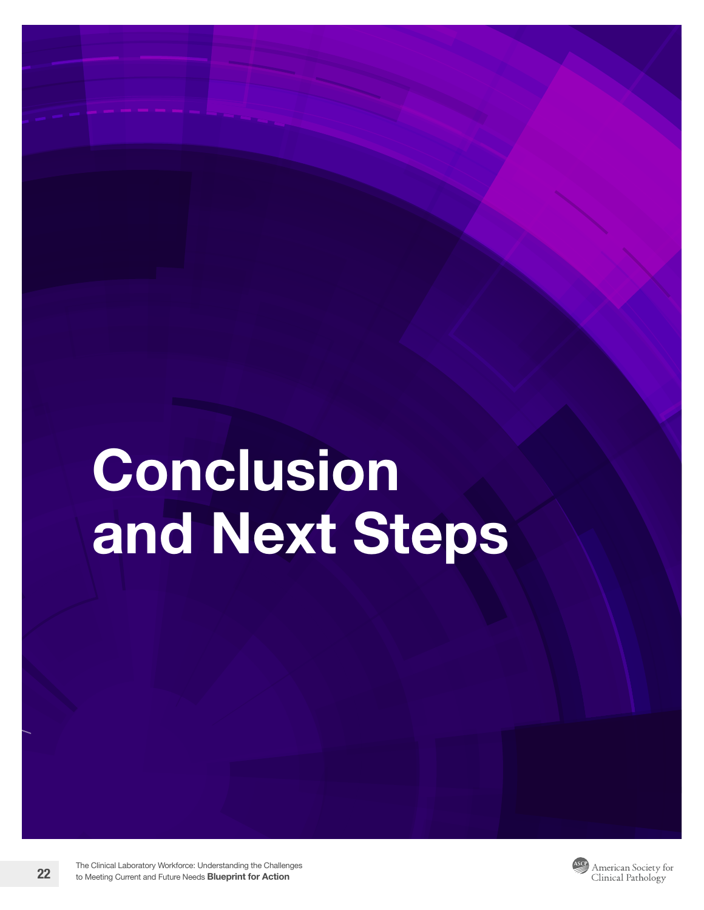# Conclusion and Next Steps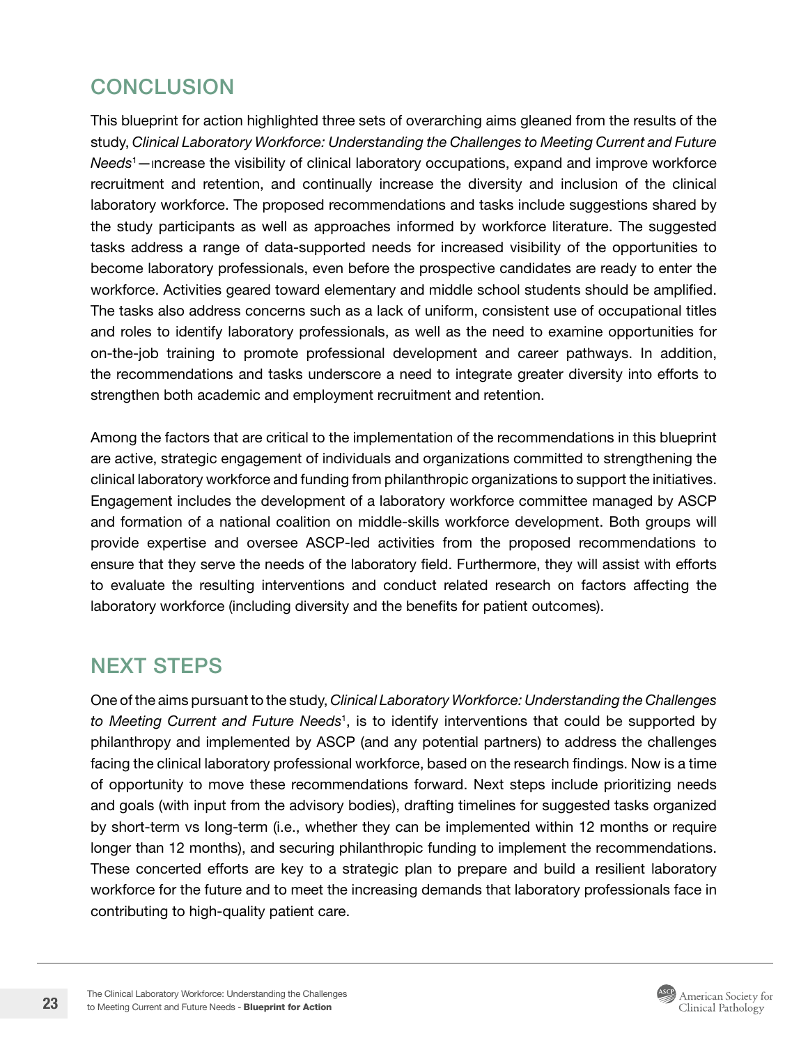## CONCLUSION

This blueprint for action highlighted three sets of overarching aims gleaned from the results of the study, *Clinical Laboratory Workforce: Understanding the Challenges to Meeting Current and Future Needs*[1]—increase the visibility of clinical laboratory occupations, expand and improve workforce recruitment and retention, and continually increase the diversity and inclusion of the clinical laboratory workforce. The proposed recommendations and tasks include suggestions shared by the study participants as well as approaches informed by workforce literature. The suggested tasks address a range of data-supported needs for increased visibility of the opportunities to become laboratory professionals, even before the prospective candidates are ready to enter the workforce. Activities geared toward elementary and middle school students should be amplified. The tasks also address concerns such as a lack of uniform, consistent use of occupational titles and roles to identify laboratory professionals, as well as the need to examine opportunities for on-the-job training to promote professional development and career pathways. In addition, the recommendations and tasks underscore a need to integrate greater diversity into efforts to strengthen both academic and employment recruitment and retention.

Among the factors that are critical to the implementation of the recommendations in this blueprint are active, strategic engagement of individuals and organizations committed to strengthening the clinical laboratory workforce and funding from philanthropic organizations to support the initiatives. Engagement includes the development of a laboratory workforce committee managed by ASCP and formation of a national coalition on middle-skills workforce development. Both groups will provide expertise and oversee ASCP-led activities from the proposed recommendations to ensure that they serve the needs of the laboratory field. Furthermore, they will assist with efforts to evaluate the resulting interventions and conduct related research on factors affecting the laboratory workforce (including diversity and the benefits for patient outcomes).

## NEXT STEPS

One of the aims pursuant to the study, *Clinical Laboratory Workforce: Understanding the Challenges to Meeting Current and Future Needs*[1], is to identify interventions that could be supported by philanthropy and implemented by ASCP (and any potential partners) to address the challenges facing the clinical laboratory professional workforce, based on the research findings. Now is a time of opportunity to move these recommendations forward. Next steps include prioritizing needs and goals (with input from the advisory bodies), drafting timelines for suggested tasks organized by short-term vs long-term (i.e., whether they can be implemented within 12 months or require longer than 12 months), and securing philanthropic funding to implement the recommendations. These concerted efforts are key to a strategic plan to prepare and build a resilient laboratory workforce for the future and to meet the increasing demands that laboratory professionals face in contributing to high-quality patient care.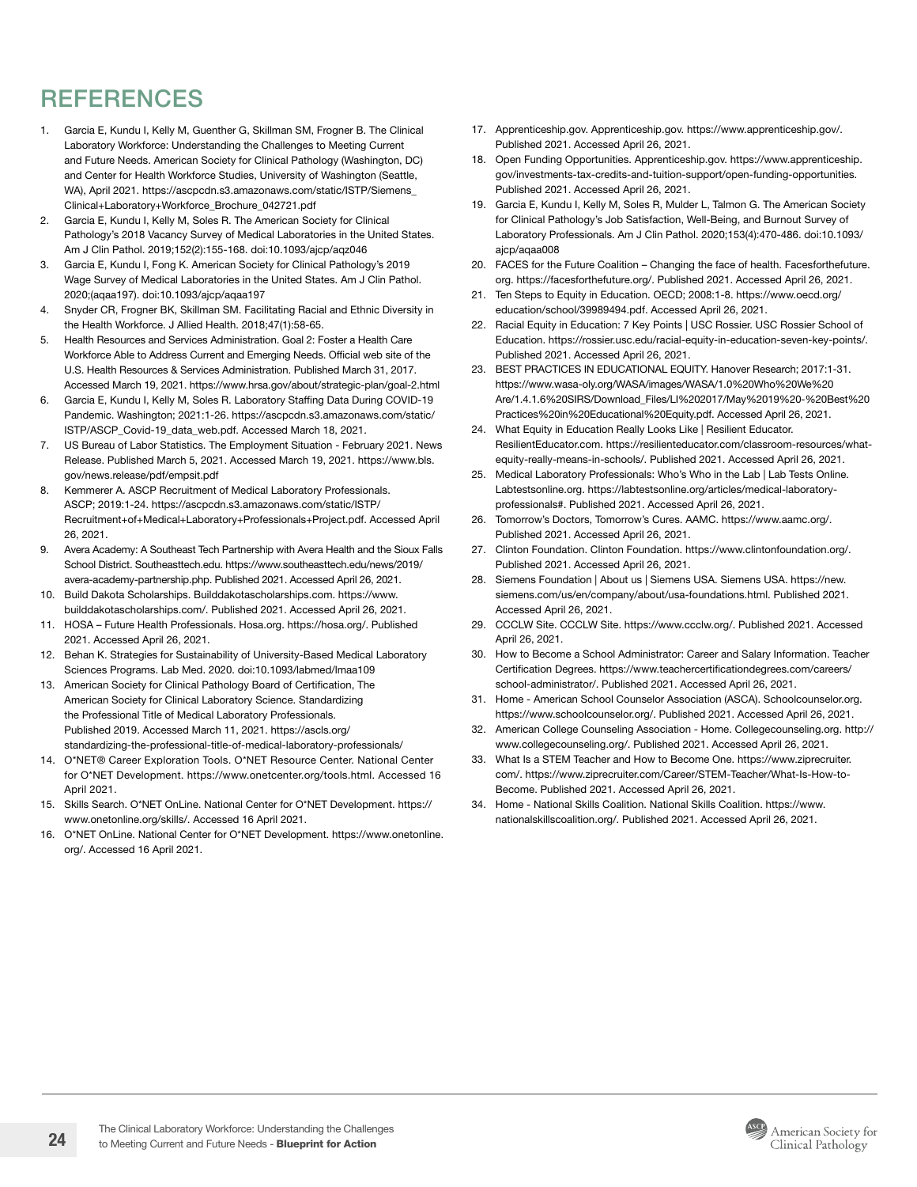# REFERENCES

1. Garcia E, Kundu I, Kelly M, Guenther G, Skillman SM, Frogner B. The Clinical Laboratory Workforce: Understanding the Challenges to Meeting Current and Future Needs. American Society for Clinical Pathology (Washington, DC) and Center for Health Workforce Studies, University of Washington (Seattle, WA), April 2021. https://ascpcdn.s3.amazonaws.com/static/ISTP/Siemens_Clinical+Laboratory+Workforce_Brochure_042721.pdf
2. Garcia E, Kundu I, Kelly M, Soles R. The American Society for Clinical Pathology's 2018 Vacancy Survey of Medical Laboratories in the United States. Am J Clin Pathol. 2019;152(2):155-168. doi:10.1093/ajcp/aqz046
3. Garcia E, Kundu I, Fong K. American Society for Clinical Pathology's 2019 Wage Survey of Medical Laboratories in the United States. Am J Clin Pathol. 2020;(aqaa197). doi:10.1093/ajcp/aqaa197
4. Snyder CR, Frogner BK, Skillman SM. Facilitating Racial and Ethnic Diversity in the Health Workforce. J Allied Health. 2018;47(1):58-65.
5. Health Resources and Services Administration. Goal 2: Foster a Health Care Workforce Able to Address Current and Emerging Needs. Official web site of the U.S. Health Resources & Services Administration. Published March 31, 2017. Accessed March 19, 2021. https://www.hrsa.gov/about/strategic-plan/goal-2.html
6. Garcia E, Kundu I, Kelly M, Soles R. Laboratory Staffing Data During COVID-19 Pandemic. Washington; 2021:1-26. https://ascpcdn.s3.amazonaws.com/static/ISTP/ASCP_Covid-19_data_web.pdf. Accessed March 18, 2021.
7. US Bureau of Labor Statistics. The Employment Situation - February 2021. News Release. Published March 5, 2021. Accessed March 19, 2021. https://www.bls.gov/news.release/pdf/empsit.pdf
8. Kemmerer A. ASCP Recruitment of Medical Laboratory Professionals. ASCP; 2019:1-24. https://ascpcdn.s3.amazonaws.com/static/ISTP/Recruitment+of+Medical+Laboratory+Professionals+Project.pdf. Accessed April 26, 2021.
9. Avera Academy: A Southeast Tech Partnership with Avera Health and the Sioux Falls School District. Southeasttech.edu. https://www.southeasttech.edu/news/2019/avera-academy-partnership.php. Published 2021. Accessed April 26, 2021.
10. Build Dakota Scholarships. Builddakotascholarships.com. https://www.builddakotascholarships.com/. Published 2021. Accessed April 26, 2021.
11. HOSA – Future Health Professionals. Hosa.org. https://hosa.org/. Published 2021. Accessed April 26, 2021.
12. Behan K. Strategies for Sustainability of University-Based Medical Laboratory Sciences Programs. Lab Med. 2020. doi:10.1093/labmed/lmaa109
13. American Society for Clinical Pathology Board of Certification, The American Society for Clinical Laboratory Science. Standardizing the Professional Title of Medical Laboratory Professionals. Published 2019. Accessed March 11, 2021. https://ascls.org/standardizing-the-professional-title-of-medical-laboratory-professionals/
14. O*NET® Career Exploration Tools. O*NET Resource Center. National Center for O*NET Development. https://www.onetcenter.org/tools.html. Accessed 16 April 2021.
15. Skills Search. O*NET OnLine. National Center for O*NET Development. https://www.onetonline.org/skills/. Accessed 16 April 2021.
16. O*NET OnLine. National Center for O*NET Development. https://www.onetonline.org/. Accessed 16 April 2021.
17. Apprenticeship.gov. Apprenticeship.gov. https://www.apprenticeship.gov/. Published 2021. Accessed April 26, 2021.
18. Open Funding Opportunities. Apprenticeship.gov. https://www.apprenticeship.gov/investments-tax-credits-and-tuition-support/open-funding-opportunities. Published 2021. Accessed April 26, 2021.
19. Garcia E, Kundu I, Kelly M, Soles R, Mulder L, Talmon G. The American Society for Clinical Pathology's Job Satisfaction, Well-Being, and Burnout Survey of Laboratory Professionals. Am J Clin Pathol. 2020;153(4):470-486. doi:10.1093/ajcp/aqaa008
20. FACES for the Future Coalition – Changing the face of health. Facesforthefuture.org. https://facesforthefuture.org/. Published 2021. Accessed April 26, 2021.
21. Ten Steps to Equity in Education. OECD; 2008:1-8. https://www.oecd.org/education/school/39989494.pdf. Accessed April 26, 2021.
22. Racial Equity in Education: 7 Key Points | USC Rossier. USC Rossier School of Education. https://rossier.usc.edu/racial-equity-in-education-seven-key-points/. Published 2021. Accessed April 26, 2021.
23. BEST PRACTICES IN EDUCATIONAL EQUITY. Hanover Research; 2017:1-31. https://www.wasa-oly.org/WASA/images/WASA/1.0%20Who%20We%20Are/1.4.1.6%20SIRS/Download_Files/LI%202017/May%2019%20-%20Best%20Practices%20in%20Educational%20Equity.pdf. Accessed April 26, 2021.
24. What Equity in Education Really Looks Like | Resilient Educator. ResilientEducator.com. https://resilienteducator.com/classroom-resources/what-equity-really-means-in-schools/. Published 2021. Accessed April 26, 2021.
25. Medical Laboratory Professionals: Who's Who in the Lab | Lab Tests Online. Labtestsonline.org. https://labtestsonline.org/articles/medical-laboratory-professionals#. Published 2021. Accessed April 26, 2021.
26. Tomorrow's Doctors, Tomorrow's Cures. AAMC. https://www.aamc.org/. Published 2021. Accessed April 26, 2021.
27. Clinton Foundation. Clinton Foundation. https://www.clintonfoundation.org/. Published 2021. Accessed April 26, 2021.
28. Siemens Foundation | About us | Siemens USA. Siemens USA. https://new.siemens.com/us/en/company/about/usa-foundations.html. Published 2021. Accessed April 26, 2021.
29. CCCLW Site. CCCLW Site. https://www.ccclw.org/. Published 2021. Accessed April 26, 2021.
30. How to Become a School Administrator: Career and Salary Information. Teacher Certification Degrees. https://www.teachercertificationdegrees.com/careers/school-administrator/. Published 2021. Accessed April 26, 2021.
31. Home - American School Counselor Association (ASCA). Schoolcounselor.org. https://www.schoolcounselor.org/. Published 2021. Accessed April 26, 2021.
32. American College Counseling Association - Home. Collegecounseling.org. http://www.collegecounseling.org/. Published 2021. Accessed April 26, 2021.
33. What Is a STEM Teacher and How to Become One. https://www.ziprecruiter.com/. https://www.ziprecruiter.com/Career/STEM-Teacher/What-Is-How-to-Become. Published 2021. Accessed April 26, 2021.
34. Home - National Skills Coalition. National Skills Coalition. https://www.nationalskillscoalition.org/. Published 2021. Accessed April 26, 2021.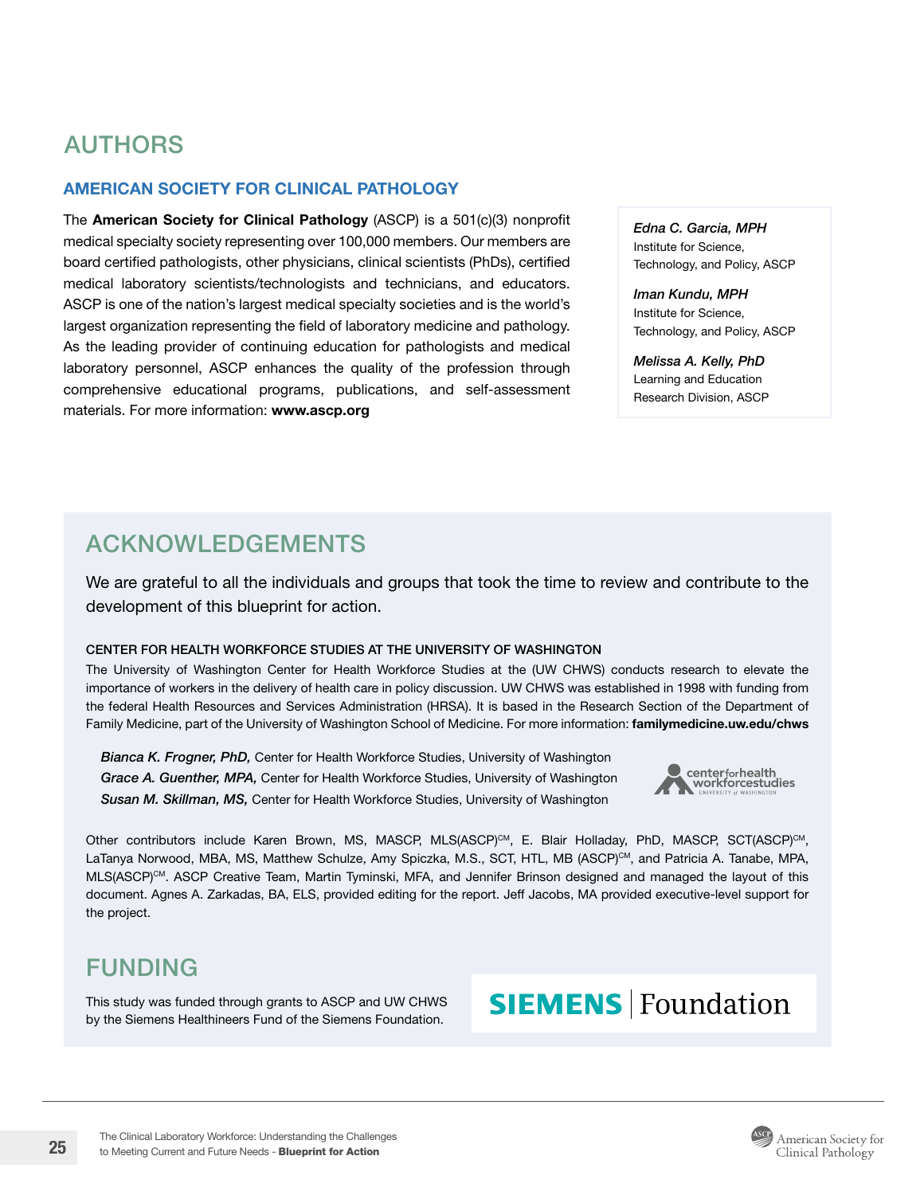# AUTHORS

## AMERICAN SOCIETY FOR CLINICAL PATHOLOGY

The **American Society for Clinical Pathology** (ASCP) is a 501(c)(3) nonprofit medical specialty society representing over 100,000 members. Our members are board certified pathologists, other physicians, clinical scientists (PhDs), certified medical laboratory scientists/technologists and technicians, and educators. ASCP is one of the nation's largest medical specialty societies and is the world's largest organization representing the field of laboratory medicine and pathology. As the leading provider of continuing education for pathologists and medical laboratory personnel, ASCP enhances the quality of the profession through comprehensive educational programs, publications, and self-assessment materials. For more information: **www.ascp.org**

*Edna C. Garcia, MPH*
Institute for Science, Technology, and Policy, ASCP

*Iman Kundu, MPH*
Institute for Science, Technology, and Policy, ASCP

*Melissa A. Kelly, PhD*
Learning and Education Research Division, ASCP

# ACKNOWLEDGEMENTS

We are grateful to all the individuals and groups that took the time to review and contribute to the development of this blueprint for action.

### CENTER FOR HEALTH WORKFORCE STUDIES AT THE UNIVERSITY OF WASHINGTON

The University of Washington Center for Health Workforce Studies at the (UW CHWS) conducts research to elevate the importance of workers in the delivery of health care in policy discussion. UW CHWS was established in 1998 with funding from the federal Health Resources and Services Administration (HRSA). It is based in the Research Section of the Department of Family Medicine, part of the University of Washington School of Medicine. For more information: **familymedicine.uw.edu/chws**

***Bianca K. Frogner, PhD,*** Center for Health Workforce Studies, University of Washington
***Grace A. Guenther, MPA,*** Center for Health Workforce Studies, University of Washington
***Susan M. Skillman, MS,*** Center for Health Workforce Studies, University of Washington

Other contributors include Karen Brown, MS, MASCP, MLS(ASCP)[CM], E. Blair Holladay, PhD, MASCP, SCT(ASCP)[CM], LaTanya Norwood, MBA, MS, Matthew Schulze, Amy Spiczka, M.S., SCT, HTL, MB (ASCP)[CM], and Patricia A. Tanabe, MPA, MLS(ASCP)[CM]. ASCP Creative Team, Martin Tyminski, MFA, and Jennifer Brinson designed and managed the layout of this document. Agnes A. Zarkadas, BA, ELS, provided editing for the report. Jeff Jacobs, MA provided executive-level support for the project.

# FUNDING

This study was funded through grants to ASCP and UW CHWS by the Siemens Healthineers Fund of the Siemens Foundation.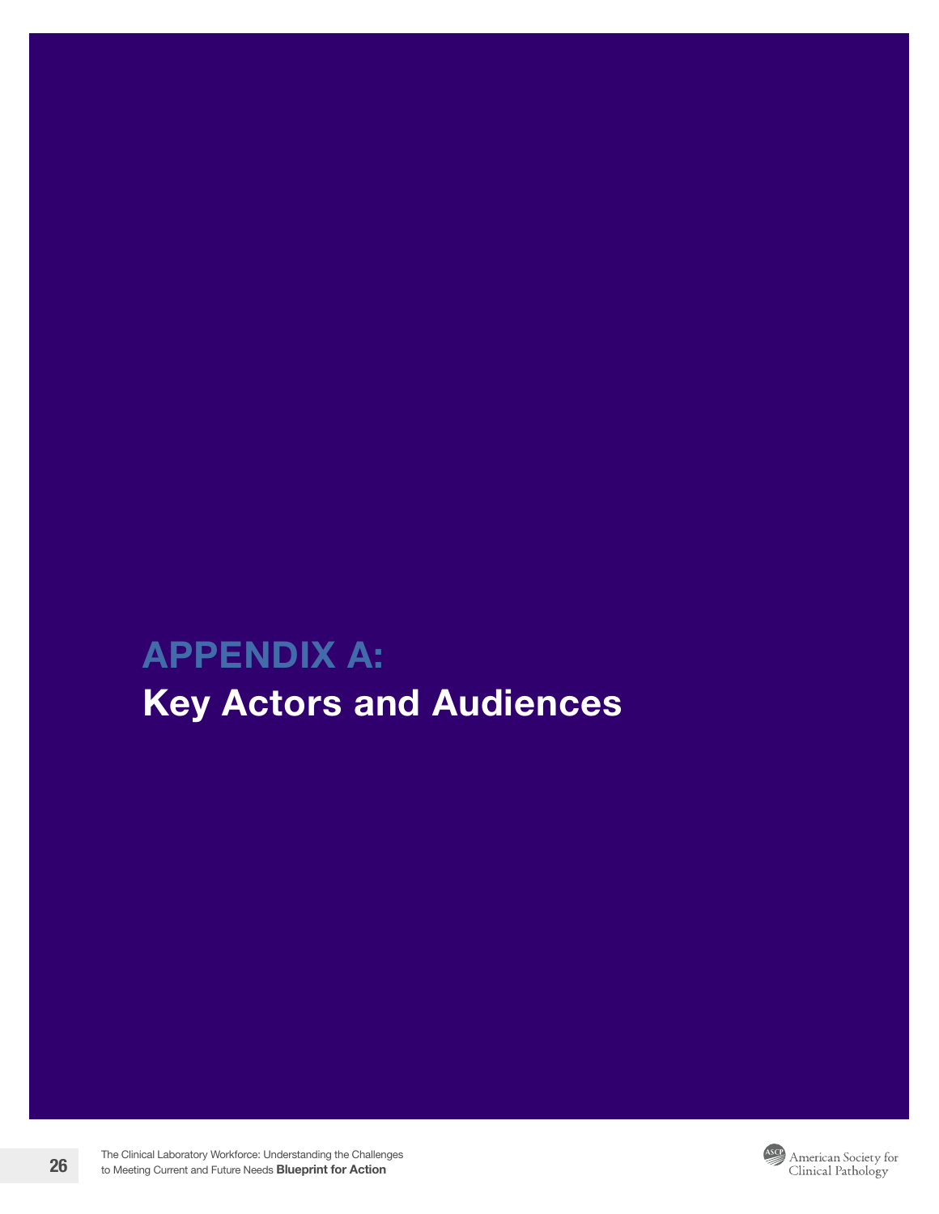# APPENDIX A:
## Key Actors and Audiences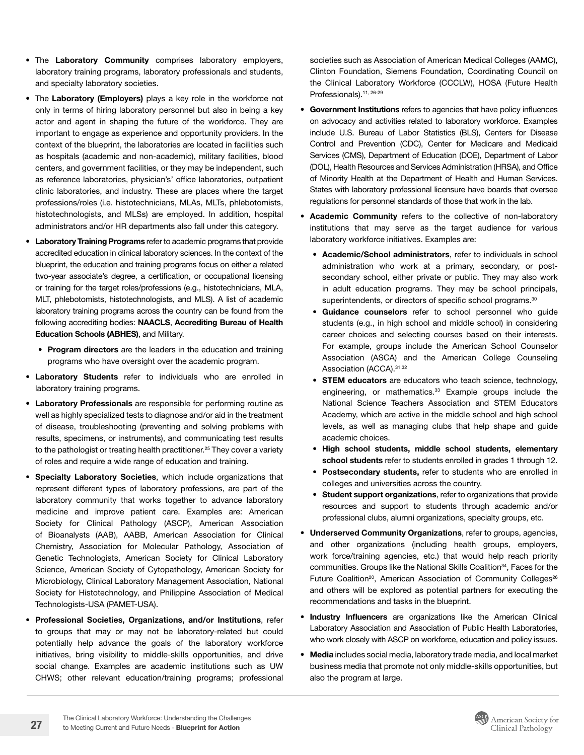- The **Laboratory Community** comprises laboratory employers, laboratory training programs, laboratory professionals and students, and specialty laboratory societies.
- The **Laboratory (Employers)** plays a key role in the workforce not only in terms of hiring laboratory personnel but also in being a key actor and agent in shaping the future of the workforce. They are important to engage as experience and opportunity providers. In the context of the blueprint, the laboratories are located in facilities such as hospitals (academic and non-academic), military facilities, blood centers, and government facilities, or they may be independent, such as reference laboratories, physician's' office laboratories, outpatient clinic laboratories, and industry. These are places where the target professions/roles (i.e. histotechnicians, MLAs, MLTs, phlebotomists, histotechnologists, and MLSs) are employed. In addition, hospital administrators and/or HR departments also fall under this category.
- **Laboratory Training Programs** refer to academic programs that provide accredited education in clinical laboratory sciences. In the context of the blueprint, the education and training programs focus on either a related two-year associate's degree, a certification, or occupational licensing or training for the target roles/professions (e.g., histotechnicians, MLA, MLT, phlebotomists, histotechnologists, and MLS). A list of academic laboratory training programs across the country can be found from the following accrediting bodies: **NAACLS**, **Accrediting Bureau of Health Education Schools (ABHES)**, and Military.
  - **Program directors** are the leaders in the education and training programs who have oversight over the academic program.
- **Laboratory Students** refer to individuals who are enrolled in laboratory training programs.
- **Laboratory Professionals** are responsible for performing routine as well as highly specialized tests to diagnose and/or aid in the treatment of disease, troubleshooting (preventing and solving problems with results, specimens, or instruments), and communicating test results to the pathologist or treating health practitioner.[25] They cover a variety of roles and require a wide range of education and training.
- **Specialty Laboratory Societies**, which include organizations that represent different types of laboratory professions, are part of the laboratory community that works together to advance laboratory medicine and improve patient care. Examples are: American Society for Clinical Pathology (ASCP), American Association of Bioanalysts (AAB), AABB, American Association for Clinical Chemistry, Association for Molecular Pathology, Association of Genetic Technologists, American Society for Clinical Laboratory Science, American Society of Cytopathology, American Society for Microbiology, Clinical Laboratory Management Association, National Society for Histotechnology, and Philippine Association of Medical Technologists-USA (PAMET-USA).
- **Professional Societies, Organizations, and/or Institutions**, refer to groups that may or may not be laboratory-related but could potentially help advance the goals of the laboratory workforce initiatives, bring visibility to middle-skills opportunities, and drive social change. Examples are academic institutions such as UW CHWS; other relevant education/training programs; professional societies such as Association of American Medical Colleges (AAMC), Clinton Foundation, Siemens Foundation, Coordinating Council on the Clinical Laboratory Workforce (CCCLW), HOSA (Future Health Professionals).[11, 26-29]
- **Government Institutions** refers to agencies that have policy influences on advocacy and activities related to laboratory workforce. Examples include U.S. Bureau of Labor Statistics (BLS), Centers for Disease Control and Prevention (CDC), Center for Medicare and Medicaid Services (CMS), Department of Education (DOE), Department of Labor (DOL), Health Resources and Services Administration (HRSA), and Office of Minority Health at the Department of Health and Human Services. States with laboratory professional licensure have boards that oversee regulations for personnel standards of those that work in the lab.
- **Academic Community** refers to the collective of non-laboratory institutions that may serve as the target audience for various laboratory workforce initiatives. Examples are:
  - **Academic/School administrators**, refer to individuals in school administration who work at a primary, secondary, or post-secondary school, either private or public. They may also work in adult education programs. They may be school principals, superintendents, or directors of specific school programs.[30]
  - **Guidance counselors** refer to school personnel who guide students (e.g., in high school and middle school) in considering career choices and selecting courses based on their interests. For example, groups include the American School Counselor Association (ASCA) and the American College Counseling Association (ACCA).[31,32]
  - **STEM educators** are educators who teach science, technology, engineering, or mathematics.[33] Example groups include the National Science Teachers Association and STEM Educators Academy, which are active in the middle school and high school levels, as well as managing clubs that help shape and guide academic choices.
  - **High school students, middle school students, elementary school students** refer to students enrolled in grades 1 through 12.
  - **Postsecondary students,** refer to students who are enrolled in colleges and universities across the country.
  - **Student support organizations**, refer to organizations that provide resources and support to students through academic and/or professional clubs, alumni organizations, specialty groups, etc.
- **Underserved Community Organizations**, refer to groups, agencies, and other organizations (including health groups, employers, work force/training agencies, etc.) that would help reach priority communities. Groups like the National Skills Coalition[34], Faces for the Future Coalition[20], American Association of Community Colleges[26] and others will be explored as potential partners for executing the recommendations and tasks in the blueprint.
- **Industry Influencers** are organizations like the American Clinical Laboratory Association and Association of Public Health Laboratories, who work closely with ASCP on workforce, education and policy issues.
- **Media** includes social media, laboratory trade media, and local market business media that promote not only middle-skills opportunities, but also the program at large.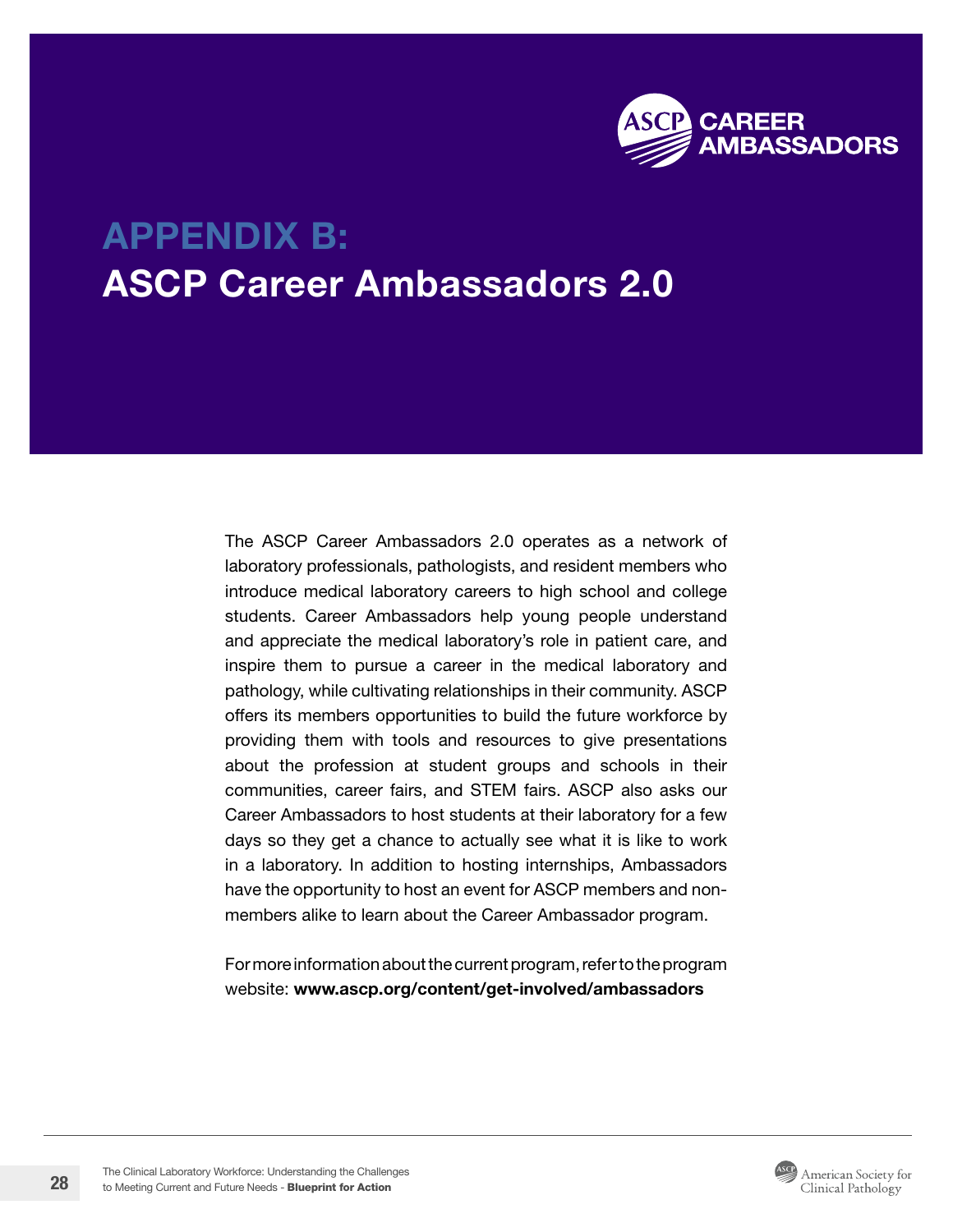# APPENDIX B:
# ASCP Career Ambassadors 2.0

The ASCP Career Ambassadors 2.0 operates as a network of laboratory professionals, pathologists, and resident members who introduce medical laboratory careers to high school and college students. Career Ambassadors help young people understand and appreciate the medical laboratory's role in patient care, and inspire them to pursue a career in the medical laboratory and pathology, while cultivating relationships in their community. ASCP offers its members opportunities to build the future workforce by providing them with tools and resources to give presentations about the profession at student groups and schools in their communities, career fairs, and STEM fairs. ASCP also asks our Career Ambassadors to host students at their laboratory for a few days so they get a chance to actually see what it is like to work in a laboratory. In addition to hosting internships, Ambassadors have the opportunity to host an event for ASCP members and non-members alike to learn about the Career Ambassador program.

For more information about the current program, refer to the program website: **www.ascp.org/content/get-involved/ambassadors**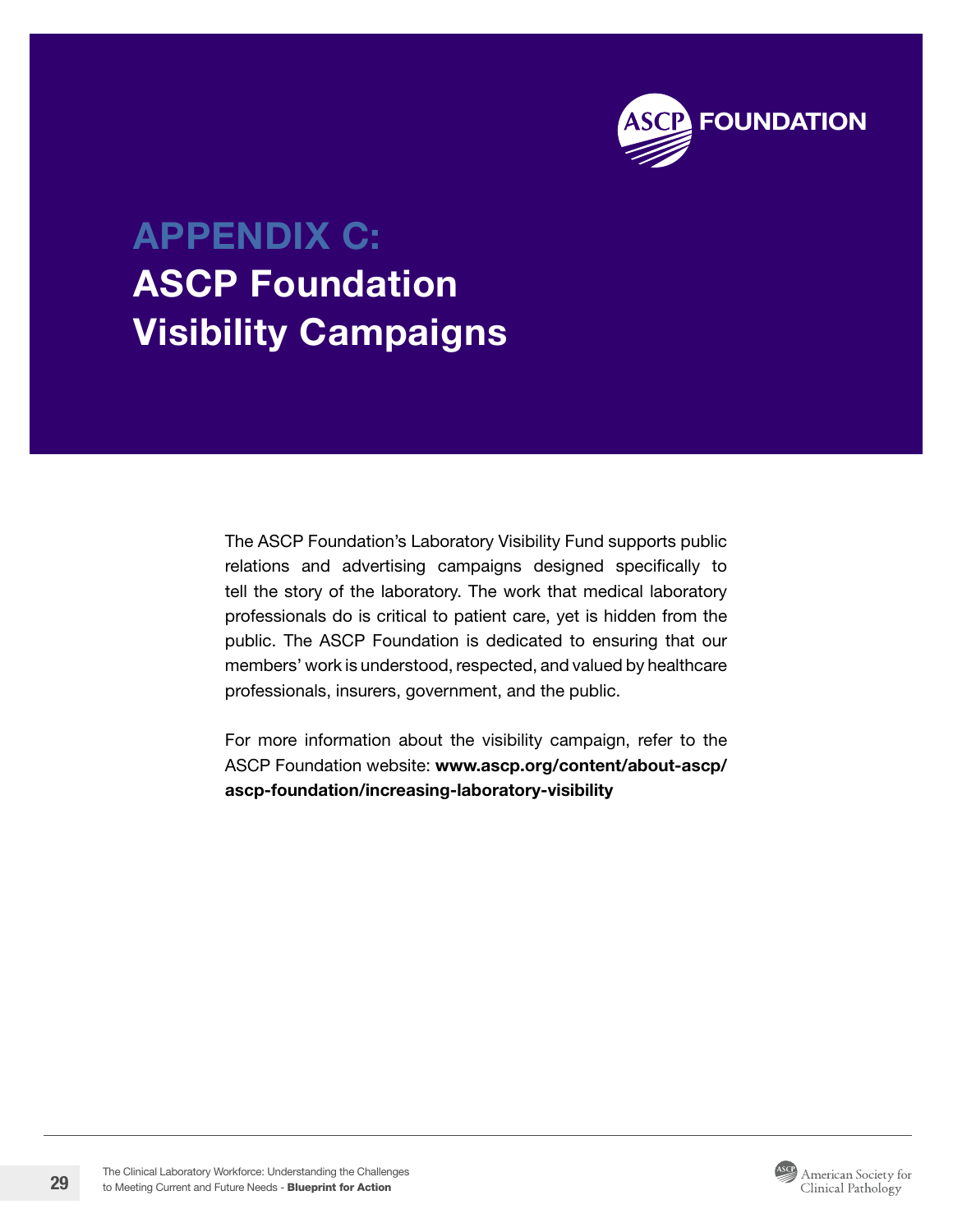# APPENDIX C: ASCP Foundation Visibility Campaigns

The ASCP Foundation's Laboratory Visibility Fund supports public relations and advertising campaigns designed specifically to tell the story of the laboratory. The work that medical laboratory professionals do is critical to patient care, yet is hidden from the public. The ASCP Foundation is dedicated to ensuring that our members' work is understood, respected, and valued by healthcare professionals, insurers, government, and the public.

For more information about the visibility campaign, refer to the ASCP Foundation website: **www.ascp.org/content/about-ascp/ascp-foundation/increasing-laboratory-visibility**